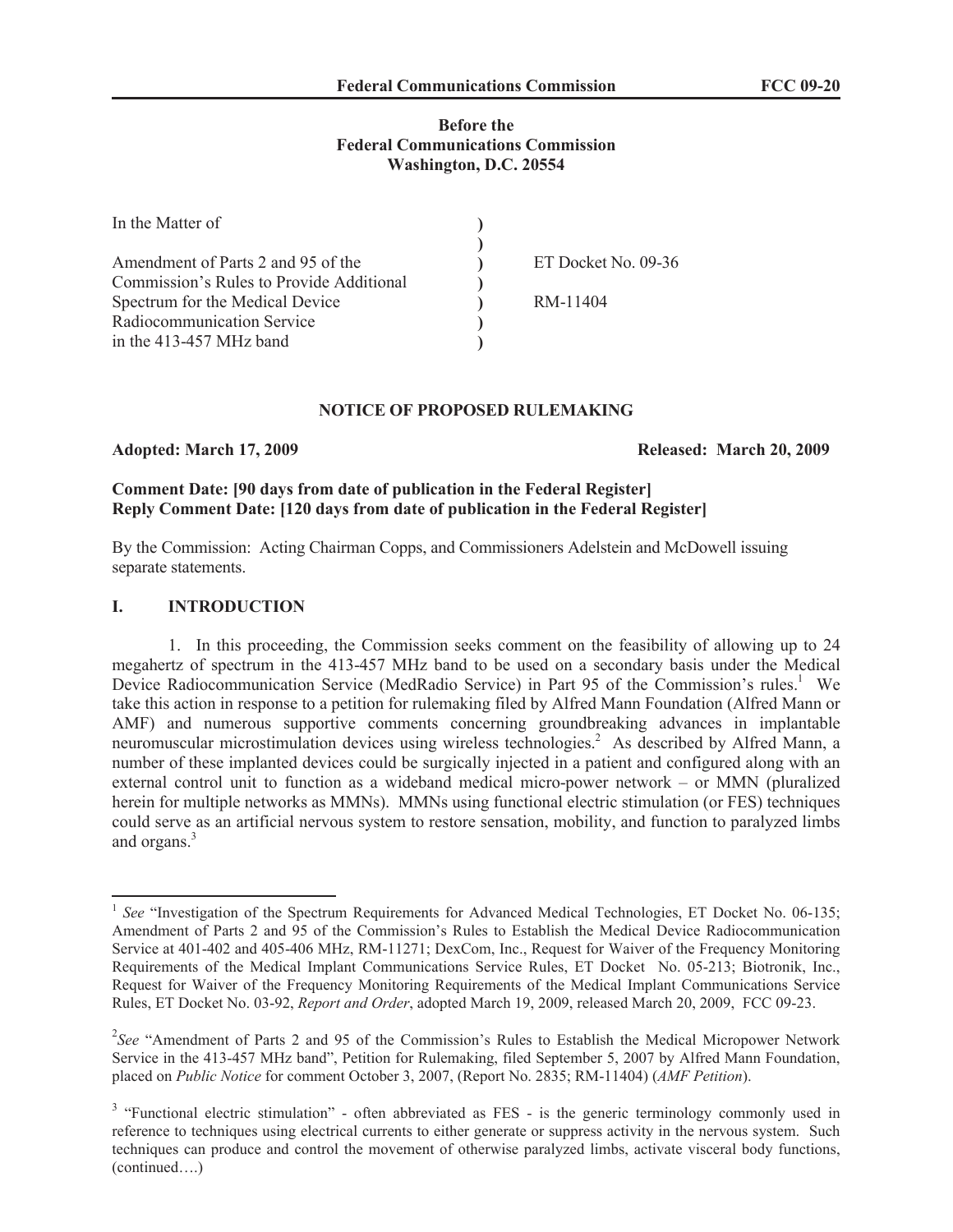**Before the**
**Federal Communications Commission**
**Washington, D.C. 20554**

| | | |
|---|---|---|
| In the Matter of | ) | |
| | ) | |
| Amendment of Parts 2 and 95 of the | ) | ET Docket No. 09-36 |
| Commission's Rules to Provide Additional | ) | |
| Spectrum for the Medical Device | ) | RM-11404 |
| Radiocommunication Service | ) | |
| in the 413-457 MHz band | ) | |

**NOTICE OF PROPOSED RULEMAKING**

**Adopted: March 17, 2009** **Released: March 20, 2009**

**Comment Date: [90 days from date of publication in the Federal Register]**
**Reply Comment Date: [120 days from date of publication in the Federal Register]**

By the Commission: Acting Chairman Copps, and Commissioners Adelstein and McDowell issuing separate statements.

## I. INTRODUCTION

1. In this proceeding, the Commission seeks comment on the feasibility of allowing up to 24 megahertz of spectrum in the 413-457 MHz band to be used on a secondary basis under the Medical Device Radiocommunication Service (MedRadio Service) in Part 95 of the Commission's rules.[1] We take this action in response to a petition for rulemaking filed by Alfred Mann Foundation (Alfred Mann or AMF) and numerous supportive comments concerning groundbreaking advances in implantable neuromuscular microstimulation devices using wireless technologies.[2] As described by Alfred Mann, a number of these implanted devices could be surgically injected in a patient and configured along with an external control unit to function as a wideband medical micro-power network – or MMN (pluralized herein for multiple networks as MMNs). MMNs using functional electric stimulation (or FES) techniques could serve as an artificial nervous system to restore sensation, mobility, and function to paralyzed limbs and organs.[3]

---

[1] *See* "Investigation of the Spectrum Requirements for Advanced Medical Technologies, ET Docket No. 06-135; Amendment of Parts 2 and 95 of the Commission's Rules to Establish the Medical Device Radiocommunication Service at 401-402 and 405-406 MHz, RM-11271; DexCom, Inc., Request for Waiver of the Frequency Monitoring Requirements of the Medical Implant Communications Service Rules, ET Docket No. 05-213; Biotronik, Inc., Request for Waiver of the Frequency Monitoring Requirements of the Medical Implant Communications Service Rules, ET Docket No. 03-92, *Report and Order*, adopted March 19, 2009, released March 20, 2009, FCC 09-23.

[2] *See* "Amendment of Parts 2 and 95 of the Commission's Rules to Establish the Medical Micropower Network Service in the 413-457 MHz band", Petition for Rulemaking, filed September 5, 2007 by Alfred Mann Foundation, placed on *Public Notice* for comment October 3, 2007, (Report No. 2835; RM-11404) (*AMF Petition*).

[3] "Functional electric stimulation" - often abbreviated as FES - is the generic terminology commonly used in reference to techniques using electrical currents to either generate or suppress activity in the nervous system. Such techniques can produce and control the movement of otherwise paralyzed limbs, activate visceral body functions, (continued….)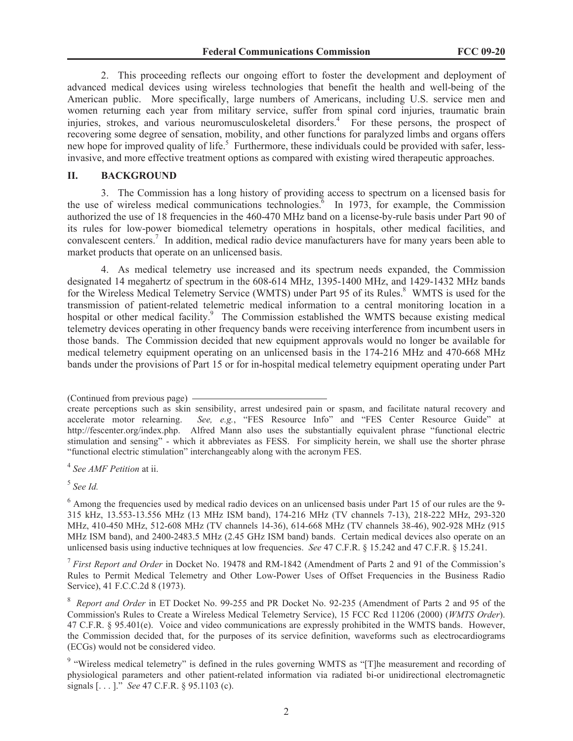2. This proceeding reflects our ongoing effort to foster the development and deployment of advanced medical devices using wireless technologies that benefit the health and well-being of the American public. More specifically, large numbers of Americans, including U.S. service men and women returning each year from military service, suffer from spinal cord injuries, traumatic brain injuries, strokes, and various neuromusculoskeletal disorders.[4] For these persons, the prospect of recovering some degree of sensation, mobility, and other functions for paralyzed limbs and organs offers new hope for improved quality of life.[5] Furthermore, these individuals could be provided with safer, less-invasive, and more effective treatment options as compared with existing wired therapeutic approaches.

## II. BACKGROUND

3. The Commission has a long history of providing access to spectrum on a licensed basis for the use of wireless medical communications technologies.[6] In 1973, for example, the Commission authorized the use of 18 frequencies in the 460-470 MHz band on a license-by-rule basis under Part 90 of its rules for low-power biomedical telemetry operations in hospitals, other medical facilities, and convalescent centers.[7] In addition, medical radio device manufacturers have for many years been able to market products that operate on an unlicensed basis.

4. As medical telemetry use increased and its spectrum needs expanded, the Commission designated 14 megahertz of spectrum in the 608-614 MHz, 1395-1400 MHz, and 1429-1432 MHz bands for the Wireless Medical Telemetry Service (WMTS) under Part 95 of its Rules.[8] WMTS is used for the transmission of patient-related telemetric medical information to a central monitoring location in a hospital or other medical facility.[9] The Commission established the WMTS because existing medical telemetry devices operating in other frequency bands were receiving interference from incumbent users in those bands. The Commission decided that new equipment approvals would no longer be available for medical telemetry equipment operating on an unlicensed basis in the 174-216 MHz and 470-668 MHz bands under the provisions of Part 15 or for in-hospital medical telemetry equipment operating under Part

---

(Continued from previous page)

create perceptions such as skin sensibility, arrest undesired pain or spasm, and facilitate natural recovery and accelerate motor relearning. *See, e.g.*, "FES Resource Info" and "FES Center Resource Guide" at http://fescenter.org/index.php. Alfred Mann also uses the substantially equivalent phrase "functional electric stimulation and sensing" - which it abbreviates as FESS. For simplicity herein, we shall use the shorter phrase "functional electric stimulation" interchangeably along with the acronym FES.

[4] *See AMF Petition* at ii.

[5] *See Id.*

[6] Among the frequencies used by medical radio devices on an unlicensed basis under Part 15 of our rules are the 9-315 kHz, 13.553-13.556 MHz (13 MHz ISM band), 174-216 MHz (TV channels 7-13), 218-222 MHz, 293-320 MHz, 410-450 MHz, 512-608 MHz (TV channels 14-36), 614-668 MHz (TV channels 38-46), 902-928 MHz (915 MHz ISM band), and 2400-2483.5 MHz (2.45 GHz ISM band) bands. Certain medical devices also operate on an unlicensed basis using inductive techniques at low frequencies. *See* 47 C.F.R. § 15.242 and 47 C.F.R. § 15.241.

[7] *First Report and Order* in Docket No. 19478 and RM-1842 (Amendment of Parts 2 and 91 of the Commission's Rules to Permit Medical Telemetry and Other Low-Power Uses of Offset Frequencies in the Business Radio Service), 41 F.C.C.2d 8 (1973).

[8] *Report and Order* in ET Docket No. 99-255 and PR Docket No. 92-235 (Amendment of Parts 2 and 95 of the Commission's Rules to Create a Wireless Medical Telemetry Service), 15 FCC Rcd 11206 (2000) (*WMTS Order*). 47 C.F.R. § 95.401(e). Voice and video communications are expressly prohibited in the WMTS bands. However, the Commission decided that, for the purposes of its service definition, waveforms such as electrocardiograms (ECGs) would not be considered video.

[9] "Wireless medical telemetry" is defined in the rules governing WMTS as "[T]he measurement and recording of physiological parameters and other patient-related information via radiated bi-or unidirectional electromagnetic signals [. . . ]." *See* 47 C.F.R. § 95.1103 (c).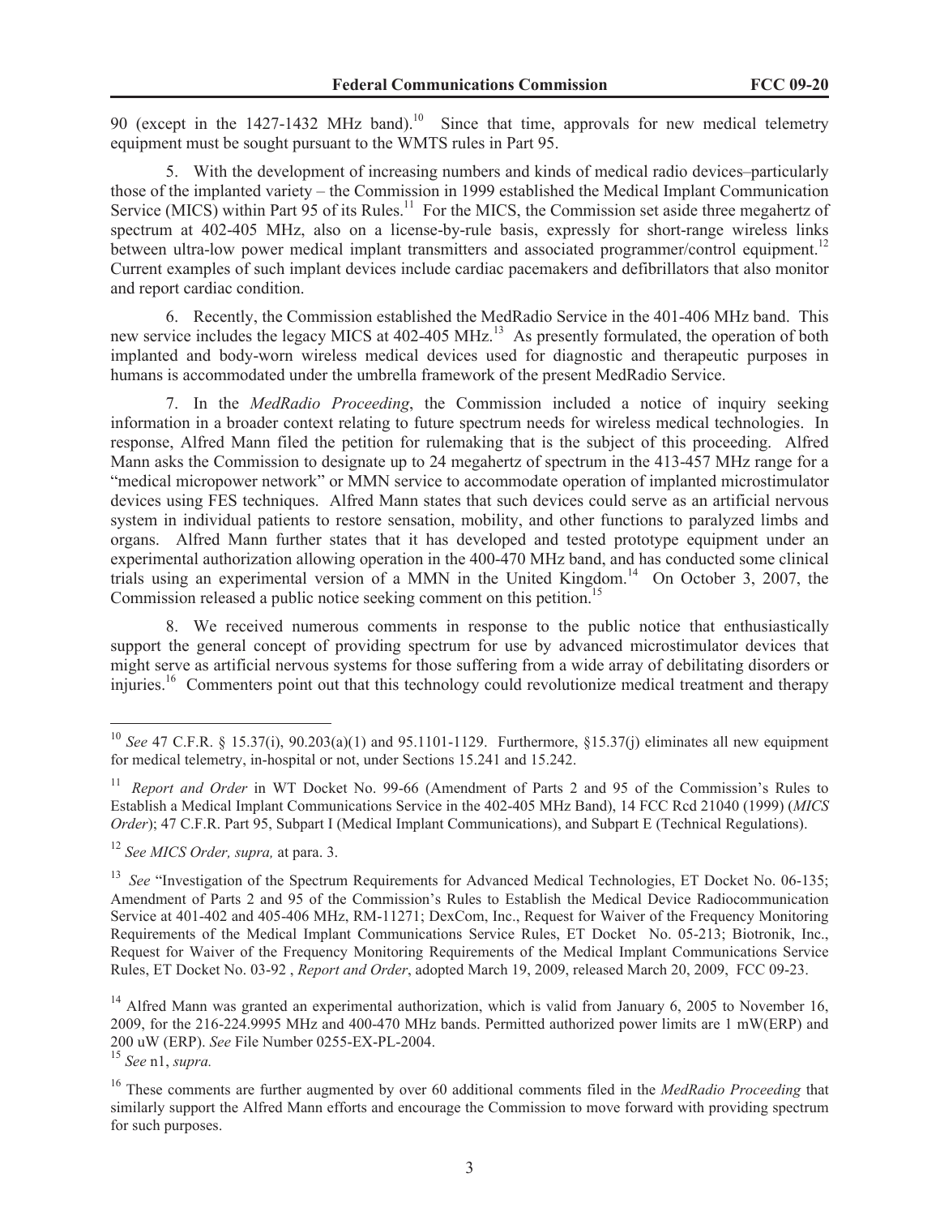90 (except in the 1427-1432 MHz band).[10] Since that time, approvals for new medical telemetry equipment must be sought pursuant to the WMTS rules in Part 95.

5. With the development of increasing numbers and kinds of medical radio devices–particularly those of the implanted variety – the Commission in 1999 established the Medical Implant Communication Service (MICS) within Part 95 of its Rules.[11] For the MICS, the Commission set aside three megahertz of spectrum at 402-405 MHz, also on a license-by-rule basis, expressly for short-range wireless links between ultra-low power medical implant transmitters and associated programmer/control equipment.[12] Current examples of such implant devices include cardiac pacemakers and defibrillators that also monitor and report cardiac condition.

6. Recently, the Commission established the MedRadio Service in the 401-406 MHz band. This new service includes the legacy MICS at 402-405 MHz.[13] As presently formulated, the operation of both implanted and body-worn wireless medical devices used for diagnostic and therapeutic purposes in humans is accommodated under the umbrella framework of the present MedRadio Service.

7. In the *MedRadio Proceeding*, the Commission included a notice of inquiry seeking information in a broader context relating to future spectrum needs for wireless medical technologies. In response, Alfred Mann filed the petition for rulemaking that is the subject of this proceeding. Alfred Mann asks the Commission to designate up to 24 megahertz of spectrum in the 413-457 MHz range for a "medical micropower network" or MMN service to accommodate operation of implanted microstimulator devices using FES techniques. Alfred Mann states that such devices could serve as an artificial nervous system in individual patients to restore sensation, mobility, and other functions to paralyzed limbs and organs. Alfred Mann further states that it has developed and tested prototype equipment under an experimental authorization allowing operation in the 400-470 MHz band, and has conducted some clinical trials using an experimental version of a MMN in the United Kingdom.[14] On October 3, 2007, the Commission released a public notice seeking comment on this petition.[15]

8. We received numerous comments in response to the public notice that enthusiastically support the general concept of providing spectrum for use by advanced microstimulator devices that might serve as artificial nervous systems for those suffering from a wide array of debilitating disorders or injuries.[16] Commenters point out that this technology could revolutionize medical treatment and therapy

---

[10] *See* 47 C.F.R. § 15.37(i), 90.203(a)(1) and 95.1101-1129. Furthermore, §15.37(j) eliminates all new equipment for medical telemetry, in-hospital or not, under Sections 15.241 and 15.242.

[11] *Report and Order* in WT Docket No. 99-66 (Amendment of Parts 2 and 95 of the Commission's Rules to Establish a Medical Implant Communications Service in the 402-405 MHz Band), 14 FCC Rcd 21040 (1999) (*MICS Order*); 47 C.F.R. Part 95, Subpart I (Medical Implant Communications), and Subpart E (Technical Regulations).

[12] *See MICS Order, supra,* at para. 3.

[13] *See* "Investigation of the Spectrum Requirements for Advanced Medical Technologies, ET Docket No. 06-135; Amendment of Parts 2 and 95 of the Commission's Rules to Establish the Medical Device Radiocommunication Service at 401-402 and 405-406 MHz, RM-11271; DexCom, Inc., Request for Waiver of the Frequency Monitoring Requirements of the Medical Implant Communications Service Rules, ET Docket No. 05-213; Biotronik, Inc., Request for Waiver of the Frequency Monitoring Requirements of the Medical Implant Communications Service Rules, ET Docket No. 03-92 , *Report and Order*, adopted March 19, 2009, released March 20, 2009, FCC 09-23.

[14] Alfred Mann was granted an experimental authorization, which is valid from January 6, 2005 to November 16, 2009, for the 216-224.9995 MHz and 400-470 MHz bands. Permitted authorized power limits are 1 mW(ERP) and 200 uW (ERP). *See* File Number 0255-EX-PL-2004.

[15] *See* n1, *supra.*

[16] These comments are further augmented by over 60 additional comments filed in the *MedRadio Proceeding* that similarly support the Alfred Mann efforts and encourage the Commission to move forward with providing spectrum for such purposes.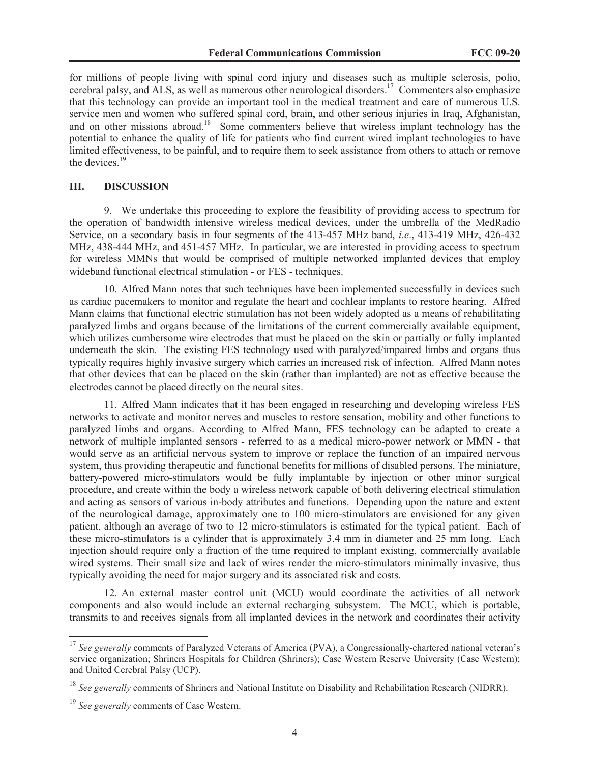for millions of people living with spinal cord injury and diseases such as multiple sclerosis, polio, cerebral palsy, and ALS, as well as numerous other neurological disorders.[17] Commenters also emphasize that this technology can provide an important tool in the medical treatment and care of numerous U.S. service men and women who suffered spinal cord, brain, and other serious injuries in Iraq, Afghanistan, and on other missions abroad.[18] Some commenters believe that wireless implant technology has the potential to enhance the quality of life for patients who find current wired implant technologies to have limited effectiveness, to be painful, and to require them to seek assistance from others to attach or remove the devices.[19]

## III. DISCUSSION

9. We undertake this proceeding to explore the feasibility of providing access to spectrum for the operation of bandwidth intensive wireless medical devices, under the umbrella of the MedRadio Service, on a secondary basis in four segments of the 413-457 MHz band, *i.e*., 413-419 MHz, 426-432 MHz, 438-444 MHz, and 451-457 MHz. In particular, we are interested in providing access to spectrum for wireless MMNs that would be comprised of multiple networked implanted devices that employ wideband functional electrical stimulation - or FES - techniques.

10. Alfred Mann notes that such techniques have been implemented successfully in devices such as cardiac pacemakers to monitor and regulate the heart and cochlear implants to restore hearing. Alfred Mann claims that functional electric stimulation has not been widely adopted as a means of rehabilitating paralyzed limbs and organs because of the limitations of the current commercially available equipment, which utilizes cumbersome wire electrodes that must be placed on the skin or partially or fully implanted underneath the skin. The existing FES technology used with paralyzed/impaired limbs and organs thus typically requires highly invasive surgery which carries an increased risk of infection. Alfred Mann notes that other devices that can be placed on the skin (rather than implanted) are not as effective because the electrodes cannot be placed directly on the neural sites.

11. Alfred Mann indicates that it has been engaged in researching and developing wireless FES networks to activate and monitor nerves and muscles to restore sensation, mobility and other functions to paralyzed limbs and organs. According to Alfred Mann, FES technology can be adapted to create a network of multiple implanted sensors - referred to as a medical micro-power network or MMN - that would serve as an artificial nervous system to improve or replace the function of an impaired nervous system, thus providing therapeutic and functional benefits for millions of disabled persons. The miniature, battery-powered micro-stimulators would be fully implantable by injection or other minor surgical procedure, and create within the body a wireless network capable of both delivering electrical stimulation and acting as sensors of various in-body attributes and functions. Depending upon the nature and extent of the neurological damage, approximately one to 100 micro-stimulators are envisioned for any given patient, although an average of two to 12 micro-stimulators is estimated for the typical patient. Each of these micro-stimulators is a cylinder that is approximately 3.4 mm in diameter and 25 mm long. Each injection should require only a fraction of the time required to implant existing, commercially available wired systems. Their small size and lack of wires render the micro-stimulators minimally invasive, thus typically avoiding the need for major surgery and its associated risk and costs.

12. An external master control unit (MCU) would coordinate the activities of all network components and also would include an external recharging subsystem. The MCU, which is portable, transmits to and receives signals from all implanted devices in the network and coordinates their activity

---

[17] *See generally* comments of Paralyzed Veterans of America (PVA), a Congressionally-chartered national veteran's service organization; Shriners Hospitals for Children (Shriners); Case Western Reserve University (Case Western); and United Cerebral Palsy (UCP).

[18] *See generally* comments of Shriners and National Institute on Disability and Rehabilitation Research (NIDRR).

[19] *See generally* comments of Case Western.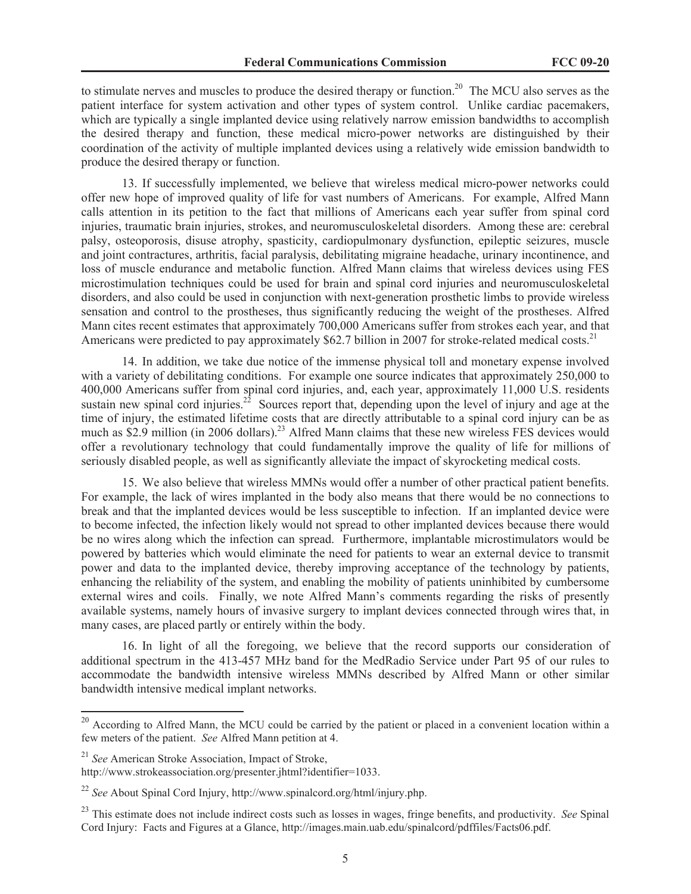to stimulate nerves and muscles to produce the desired therapy or function.[20] The MCU also serves as the patient interface for system activation and other types of system control. Unlike cardiac pacemakers, which are typically a single implanted device using relatively narrow emission bandwidths to accomplish the desired therapy and function, these medical micro-power networks are distinguished by their coordination of the activity of multiple implanted devices using a relatively wide emission bandwidth to produce the desired therapy or function.

13. If successfully implemented, we believe that wireless medical micro-power networks could offer new hope of improved quality of life for vast numbers of Americans. For example, Alfred Mann calls attention in its petition to the fact that millions of Americans each year suffer from spinal cord injuries, traumatic brain injuries, strokes, and neuromusculoskeletal disorders. Among these are: cerebral palsy, osteoporosis, disuse atrophy, spasticity, cardiopulmonary dysfunction, epileptic seizures, muscle and joint contractures, arthritis, facial paralysis, debilitating migraine headache, urinary incontinence, and loss of muscle endurance and metabolic function. Alfred Mann claims that wireless devices using FES microstimulation techniques could be used for brain and spinal cord injuries and neuromusculoskeletal disorders, and also could be used in conjunction with next-generation prosthetic limbs to provide wireless sensation and control to the prostheses, thus significantly reducing the weight of the prostheses. Alfred Mann cites recent estimates that approximately 700,000 Americans suffer from strokes each year, and that Americans were predicted to pay approximately $62.7 billion in 2007 for stroke-related medical costs.[21]

14. In addition, we take due notice of the immense physical toll and monetary expense involved with a variety of debilitating conditions. For example one source indicates that approximately 250,000 to 400,000 Americans suffer from spinal cord injuries, and, each year, approximately 11,000 U.S. residents sustain new spinal cord injuries.[22] Sources report that, depending upon the level of injury and age at the time of injury, the estimated lifetime costs that are directly attributable to a spinal cord injury can be as much as $2.9 million (in 2006 dollars).[23] Alfred Mann claims that these new wireless FES devices would offer a revolutionary technology that could fundamentally improve the quality of life for millions of seriously disabled people, as well as significantly alleviate the impact of skyrocketing medical costs.

15. We also believe that wireless MMNs would offer a number of other practical patient benefits. For example, the lack of wires implanted in the body also means that there would be no connections to break and that the implanted devices would be less susceptible to infection. If an implanted device were to become infected, the infection likely would not spread to other implanted devices because there would be no wires along which the infection can spread. Furthermore, implantable microstimulators would be powered by batteries which would eliminate the need for patients to wear an external device to transmit power and data to the implanted device, thereby improving acceptance of the technology by patients, enhancing the reliability of the system, and enabling the mobility of patients uninhibited by cumbersome external wires and coils. Finally, we note Alfred Mann's comments regarding the risks of presently available systems, namely hours of invasive surgery to implant devices connected through wires that, in many cases, are placed partly or entirely within the body.

16. In light of all the foregoing, we believe that the record supports our consideration of additional spectrum in the 413-457 MHz band for the MedRadio Service under Part 95 of our rules to accommodate the bandwidth intensive wireless MMNs described by Alfred Mann or other similar bandwidth intensive medical implant networks.

---

[20] According to Alfred Mann, the MCU could be carried by the patient or placed in a convenient location within a few meters of the patient. *See* Alfred Mann petition at 4.

[21] *See* American Stroke Association, Impact of Stroke, http://www.strokeassociation.org/presenter.jhtml?identifier=1033.

[22] *See* About Spinal Cord Injury, http://www.spinalcord.org/html/injury.php.

[23] This estimate does not include indirect costs such as losses in wages, fringe benefits, and productivity. *See* Spinal Cord Injury: Facts and Figures at a Glance, http://images.main.uab.edu/spinalcord/pdffiles/Facts06.pdf.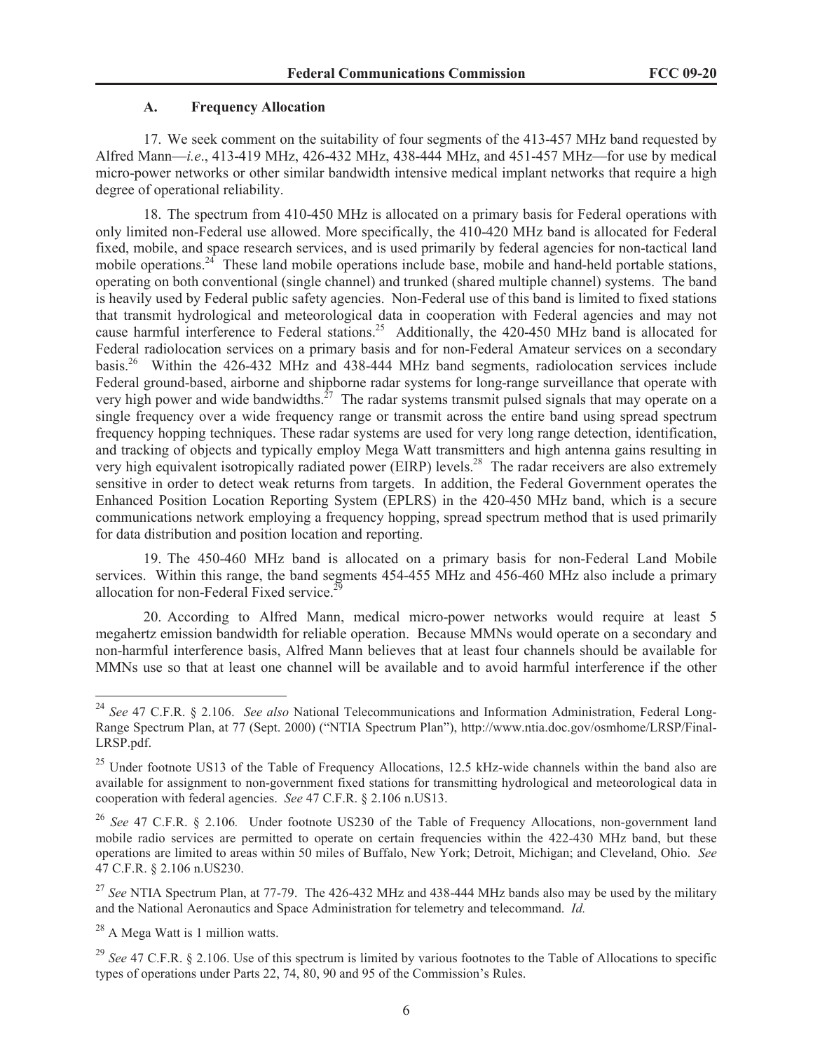### A. Frequency Allocation

17. We seek comment on the suitability of four segments of the 413-457 MHz band requested by Alfred Mann—*i.e*., 413-419 MHz, 426-432 MHz, 438-444 MHz, and 451-457 MHz—for use by medical micro-power networks or other similar bandwidth intensive medical implant networks that require a high degree of operational reliability.

18. The spectrum from 410-450 MHz is allocated on a primary basis for Federal operations with only limited non-Federal use allowed. More specifically, the 410-420 MHz band is allocated for Federal fixed, mobile, and space research services, and is used primarily by federal agencies for non-tactical land mobile operations.[24] These land mobile operations include base, mobile and hand-held portable stations, operating on both conventional (single channel) and trunked (shared multiple channel) systems. The band is heavily used by Federal public safety agencies. Non-Federal use of this band is limited to fixed stations that transmit hydrological and meteorological data in cooperation with Federal agencies and may not cause harmful interference to Federal stations.[25] Additionally, the 420-450 MHz band is allocated for Federal radiolocation services on a primary basis and for non-Federal Amateur services on a secondary basis.[26] Within the 426-432 MHz and 438-444 MHz band segments, radiolocation services include Federal ground-based, airborne and shipborne radar systems for long-range surveillance that operate with very high power and wide bandwidths.[27] The radar systems transmit pulsed signals that may operate on a single frequency over a wide frequency range or transmit across the entire band using spread spectrum frequency hopping techniques. These radar systems are used for very long range detection, identification, and tracking of objects and typically employ Mega Watt transmitters and high antenna gains resulting in very high equivalent isotropically radiated power (EIRP) levels.[28] The radar receivers are also extremely sensitive in order to detect weak returns from targets. In addition, the Federal Government operates the Enhanced Position Location Reporting System (EPLRS) in the 420-450 MHz band, which is a secure communications network employing a frequency hopping, spread spectrum method that is used primarily for data distribution and position location and reporting.

19. The 450-460 MHz band is allocated on a primary basis for non-Federal Land Mobile services. Within this range, the band segments 454-455 MHz and 456-460 MHz also include a primary allocation for non-Federal Fixed service.[29]

20. According to Alfred Mann, medical micro-power networks would require at least 5 megahertz emission bandwidth for reliable operation. Because MMNs would operate on a secondary and non-harmful interference basis, Alfred Mann believes that at least four channels should be available for MMNs use so that at least one channel will be available and to avoid harmful interference if the other

---

[24] *See* 47 C.F.R. § 2.106. *See also* National Telecommunications and Information Administration, Federal Long-Range Spectrum Plan, at 77 (Sept. 2000) ("NTIA Spectrum Plan"), http://www.ntia.doc.gov/osmhome/LRSP/Final-LRSP.pdf.

[25] Under footnote US13 of the Table of Frequency Allocations, 12.5 kHz-wide channels within the band also are available for assignment to non-government fixed stations for transmitting hydrological and meteorological data in cooperation with federal agencies. *See* 47 C.F.R. § 2.106 n.US13.

[26] *See* 47 C.F.R. § 2.106*.* Under footnote US230 of the Table of Frequency Allocations, non-government land mobile radio services are permitted to operate on certain frequencies within the 422-430 MHz band, but these operations are limited to areas within 50 miles of Buffalo, New York; Detroit, Michigan; and Cleveland, Ohio. *See* 47 C.F.R. § 2.106 n.US230.

[27] *See* NTIA Spectrum Plan, at 77-79. The 426-432 MHz and 438-444 MHz bands also may be used by the military and the National Aeronautics and Space Administration for telemetry and telecommand. *Id.*

[28] A Mega Watt is 1 million watts.

[29] *See* 47 C.F.R. § 2.106. Use of this spectrum is limited by various footnotes to the Table of Allocations to specific types of operations under Parts 22, 74, 80, 90 and 95 of the Commission's Rules.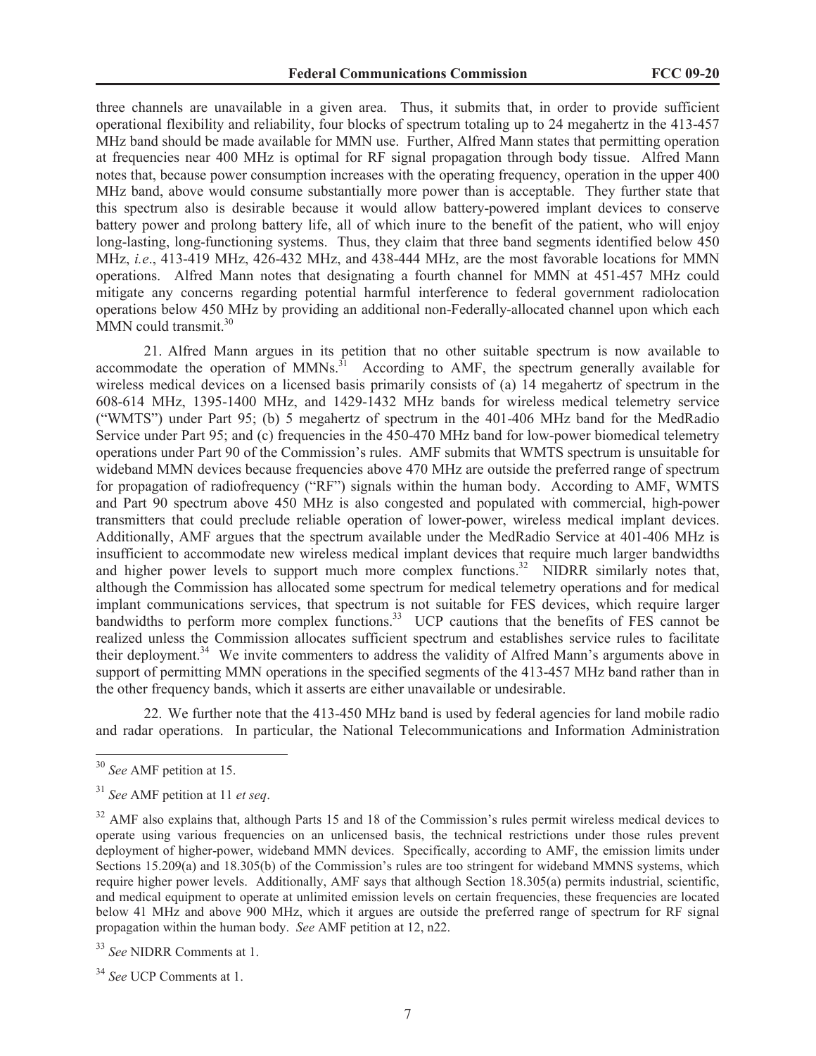three channels are unavailable in a given area. Thus, it submits that, in order to provide sufficient operational flexibility and reliability, four blocks of spectrum totaling up to 24 megahertz in the 413-457 MHz band should be made available for MMN use. Further, Alfred Mann states that permitting operation at frequencies near 400 MHz is optimal for RF signal propagation through body tissue. Alfred Mann notes that, because power consumption increases with the operating frequency, operation in the upper 400 MHz band, above would consume substantially more power than is acceptable. They further state that this spectrum also is desirable because it would allow battery-powered implant devices to conserve battery power and prolong battery life, all of which inure to the benefit of the patient, who will enjoy long-lasting, long-functioning systems. Thus, they claim that three band segments identified below 450 MHz, *i.e*., 413-419 MHz, 426-432 MHz, and 438-444 MHz, are the most favorable locations for MMN operations. Alfred Mann notes that designating a fourth channel for MMN at 451-457 MHz could mitigate any concerns regarding potential harmful interference to federal government radiolocation operations below 450 MHz by providing an additional non-Federally-allocated channel upon which each MMN could transmit.[30]

21. Alfred Mann argues in its petition that no other suitable spectrum is now available to accommodate the operation of MMNs.[31] According to AMF, the spectrum generally available for wireless medical devices on a licensed basis primarily consists of (a) 14 megahertz of spectrum in the 608-614 MHz, 1395-1400 MHz, and 1429-1432 MHz bands for wireless medical telemetry service ("WMTS") under Part 95; (b) 5 megahertz of spectrum in the 401-406 MHz band for the MedRadio Service under Part 95; and (c) frequencies in the 450-470 MHz band for low-power biomedical telemetry operations under Part 90 of the Commission's rules. AMF submits that WMTS spectrum is unsuitable for wideband MMN devices because frequencies above 470 MHz are outside the preferred range of spectrum for propagation of radiofrequency ("RF") signals within the human body. According to AMF, WMTS and Part 90 spectrum above 450 MHz is also congested and populated with commercial, high-power transmitters that could preclude reliable operation of lower-power, wireless medical implant devices. Additionally, AMF argues that the spectrum available under the MedRadio Service at 401-406 MHz is insufficient to accommodate new wireless medical implant devices that require much larger bandwidths and higher power levels to support much more complex functions.[32] NIDRR similarly notes that, although the Commission has allocated some spectrum for medical telemetry operations and for medical implant communications services, that spectrum is not suitable for FES devices, which require larger bandwidths to perform more complex functions.[33] UCP cautions that the benefits of FES cannot be realized unless the Commission allocates sufficient spectrum and establishes service rules to facilitate their deployment.[34] We invite commenters to address the validity of Alfred Mann's arguments above in support of permitting MMN operations in the specified segments of the 413-457 MHz band rather than in the other frequency bands, which it asserts are either unavailable or undesirable.

22. We further note that the 413-450 MHz band is used by federal agencies for land mobile radio and radar operations. In particular, the National Telecommunications and Information Administration

---

[30] *See* AMF petition at 15.

[31] *See* AMF petition at 11 *et seq*.

[32] AMF also explains that, although Parts 15 and 18 of the Commission's rules permit wireless medical devices to operate using various frequencies on an unlicensed basis, the technical restrictions under those rules prevent deployment of higher-power, wideband MMN devices. Specifically, according to AMF, the emission limits under Sections 15.209(a) and 18.305(b) of the Commission's rules are too stringent for wideband MMNS systems, which require higher power levels. Additionally, AMF says that although Section 18.305(a) permits industrial, scientific, and medical equipment to operate at unlimited emission levels on certain frequencies, these frequencies are located below 41 MHz and above 900 MHz, which it argues are outside the preferred range of spectrum for RF signal propagation within the human body. *See* AMF petition at 12, n22.

[33] *See* NIDRR Comments at 1.

[34] *See* UCP Comments at 1.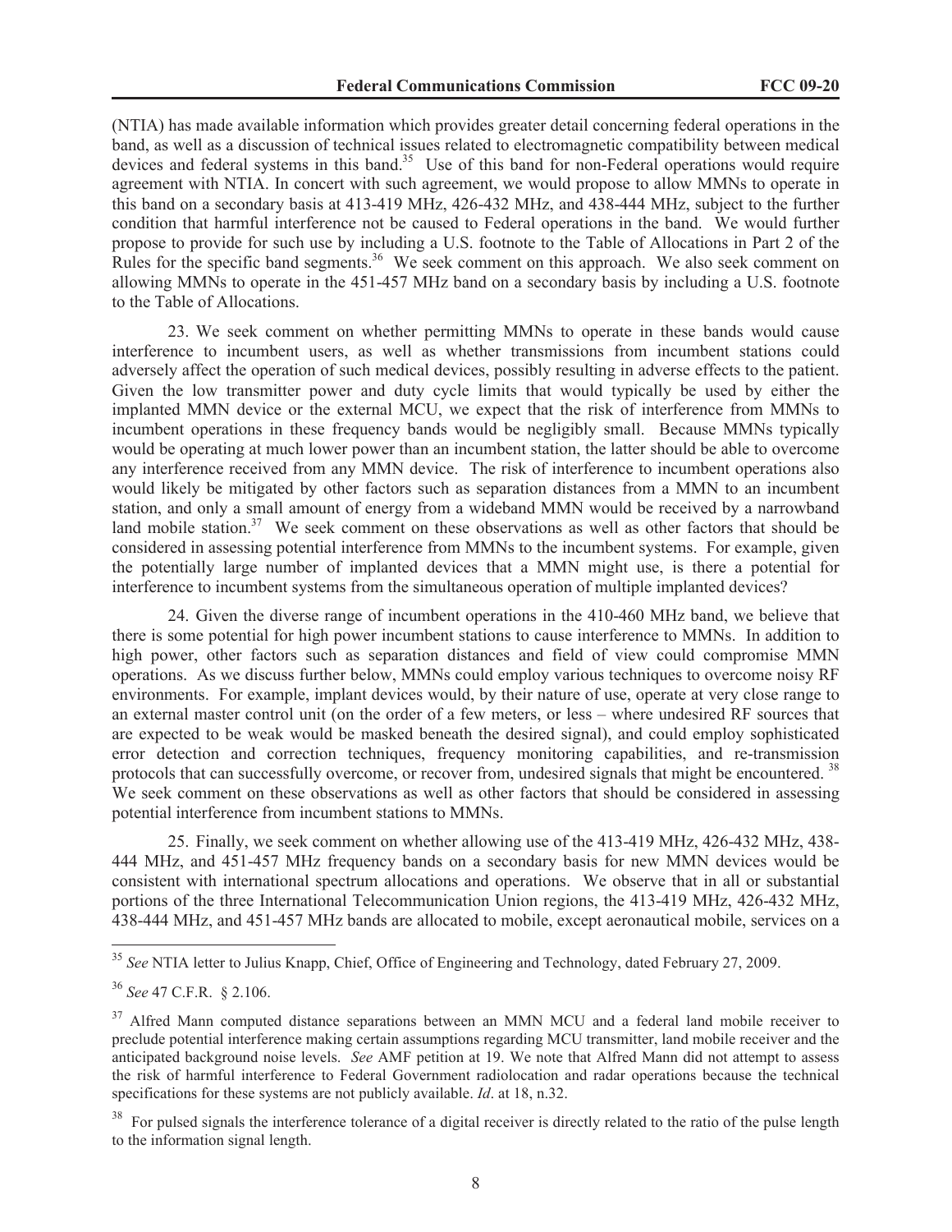(NTIA) has made available information which provides greater detail concerning federal operations in the band, as well as a discussion of technical issues related to electromagnetic compatibility between medical devices and federal systems in this band.[35] Use of this band for non-Federal operations would require agreement with NTIA. In concert with such agreement, we would propose to allow MMNs to operate in this band on a secondary basis at 413-419 MHz, 426-432 MHz, and 438-444 MHz, subject to the further condition that harmful interference not be caused to Federal operations in the band. We would further propose to provide for such use by including a U.S. footnote to the Table of Allocations in Part 2 of the Rules for the specific band segments.[36] We seek comment on this approach. We also seek comment on allowing MMNs to operate in the 451-457 MHz band on a secondary basis by including a U.S. footnote to the Table of Allocations.

23. We seek comment on whether permitting MMNs to operate in these bands would cause interference to incumbent users, as well as whether transmissions from incumbent stations could adversely affect the operation of such medical devices, possibly resulting in adverse effects to the patient. Given the low transmitter power and duty cycle limits that would typically be used by either the implanted MMN device or the external MCU, we expect that the risk of interference from MMNs to incumbent operations in these frequency bands would be negligibly small. Because MMNs typically would be operating at much lower power than an incumbent station, the latter should be able to overcome any interference received from any MMN device. The risk of interference to incumbent operations also would likely be mitigated by other factors such as separation distances from a MMN to an incumbent station, and only a small amount of energy from a wideband MMN would be received by a narrowband land mobile station.[37] We seek comment on these observations as well as other factors that should be considered in assessing potential interference from MMNs to the incumbent systems. For example, given the potentially large number of implanted devices that a MMN might use, is there a potential for interference to incumbent systems from the simultaneous operation of multiple implanted devices?

24. Given the diverse range of incumbent operations in the 410-460 MHz band, we believe that there is some potential for high power incumbent stations to cause interference to MMNs. In addition to high power, other factors such as separation distances and field of view could compromise MMN operations. As we discuss further below, MMNs could employ various techniques to overcome noisy RF environments. For example, implant devices would, by their nature of use, operate at very close range to an external master control unit (on the order of a few meters, or less – where undesired RF sources that are expected to be weak would be masked beneath the desired signal), and could employ sophisticated error detection and correction techniques, frequency monitoring capabilities, and re-transmission protocols that can successfully overcome, or recover from, undesired signals that might be encountered.[38] We seek comment on these observations as well as other factors that should be considered in assessing potential interference from incumbent stations to MMNs.

25. Finally, we seek comment on whether allowing use of the 413-419 MHz, 426-432 MHz, 438-444 MHz, and 451-457 MHz frequency bands on a secondary basis for new MMN devices would be consistent with international spectrum allocations and operations. We observe that in all or substantial portions of the three International Telecommunication Union regions, the 413-419 MHz, 426-432 MHz, 438-444 MHz, and 451-457 MHz bands are allocated to mobile, except aeronautical mobile, services on a

---

[35] *See* NTIA letter to Julius Knapp, Chief, Office of Engineering and Technology, dated February 27, 2009.

[36] *See* 47 C.F.R. § 2.106.

[37] Alfred Mann computed distance separations between an MMN MCU and a federal land mobile receiver to preclude potential interference making certain assumptions regarding MCU transmitter, land mobile receiver and the anticipated background noise levels. *See* AMF petition at 19. We note that Alfred Mann did not attempt to assess the risk of harmful interference to Federal Government radiolocation and radar operations because the technical specifications for these systems are not publicly available. *Id*. at 18, n.32.

[38] For pulsed signals the interference tolerance of a digital receiver is directly related to the ratio of the pulse length to the information signal length.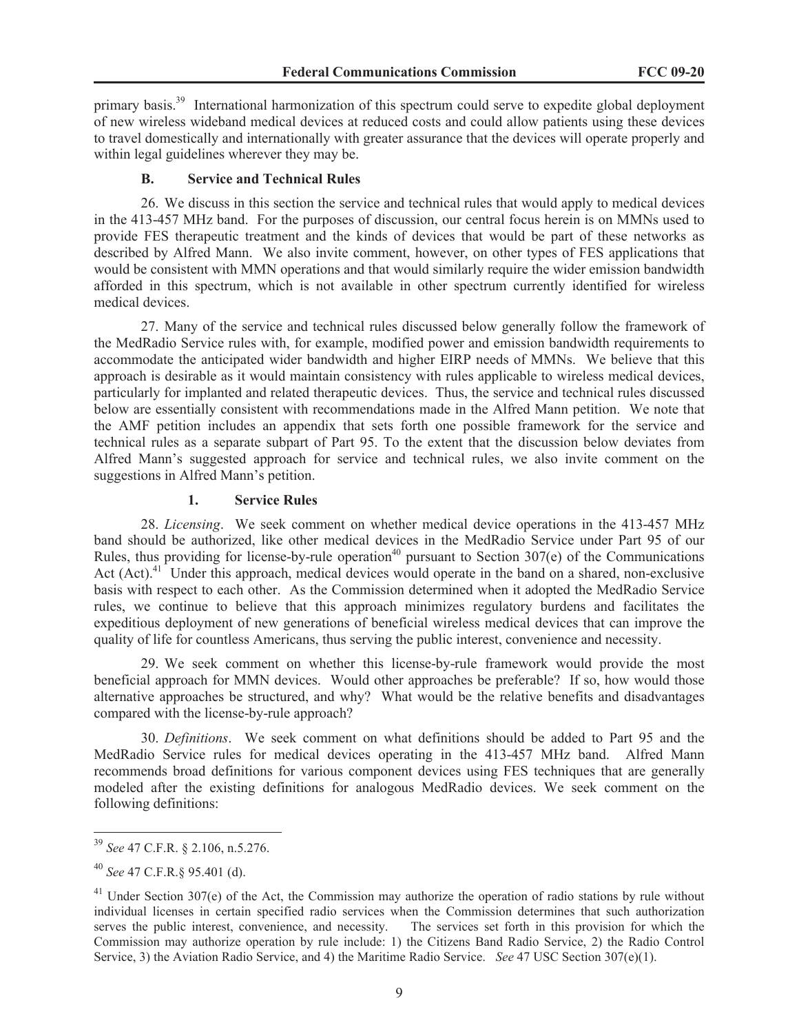primary basis.[39] International harmonization of this spectrum could serve to expedite global deployment of new wireless wideband medical devices at reduced costs and could allow patients using these devices to travel domestically and internationally with greater assurance that the devices will operate properly and within legal guidelines wherever they may be.

### B. Service and Technical Rules

26. We discuss in this section the service and technical rules that would apply to medical devices in the 413-457 MHz band. For the purposes of discussion, our central focus herein is on MMNs used to provide FES therapeutic treatment and the kinds of devices that would be part of these networks as described by Alfred Mann. We also invite comment, however, on other types of FES applications that would be consistent with MMN operations and that would similarly require the wider emission bandwidth afforded in this spectrum, which is not available in other spectrum currently identified for wireless medical devices.

27. Many of the service and technical rules discussed below generally follow the framework of the MedRadio Service rules with, for example, modified power and emission bandwidth requirements to accommodate the anticipated wider bandwidth and higher EIRP needs of MMNs. We believe that this approach is desirable as it would maintain consistency with rules applicable to wireless medical devices, particularly for implanted and related therapeutic devices. Thus, the service and technical rules discussed below are essentially consistent with recommendations made in the Alfred Mann petition. We note that the AMF petition includes an appendix that sets forth one possible framework for the service and technical rules as a separate subpart of Part 95. To the extent that the discussion below deviates from Alfred Mann's suggested approach for service and technical rules, we also invite comment on the suggestions in Alfred Mann's petition.

#### 1. Service Rules

28. *Licensing*. We seek comment on whether medical device operations in the 413-457 MHz band should be authorized, like other medical devices in the MedRadio Service under Part 95 of our Rules, thus providing for license-by-rule operation[40] pursuant to Section 307(e) of the Communications Act (Act).[41] Under this approach, medical devices would operate in the band on a shared, non-exclusive basis with respect to each other. As the Commission determined when it adopted the MedRadio Service rules, we continue to believe that this approach minimizes regulatory burdens and facilitates the expeditious deployment of new generations of beneficial wireless medical devices that can improve the quality of life for countless Americans, thus serving the public interest, convenience and necessity.

29. We seek comment on whether this license-by-rule framework would provide the most beneficial approach for MMN devices. Would other approaches be preferable? If so, how would those alternative approaches be structured, and why? What would be the relative benefits and disadvantages compared with the license-by-rule approach?

30. *Definitions*. We seek comment on what definitions should be added to Part 95 and the MedRadio Service rules for medical devices operating in the 413-457 MHz band. Alfred Mann recommends broad definitions for various component devices using FES techniques that are generally modeled after the existing definitions for analogous MedRadio devices. We seek comment on the following definitions:

---

[39] *See* 47 C.F.R. § 2.106, n.5.276.

[40] *See* 47 C.F.R.§ 95.401 (d).

[41] Under Section 307(e) of the Act, the Commission may authorize the operation of radio stations by rule without individual licenses in certain specified radio services when the Commission determines that such authorization serves the public interest, convenience, and necessity. The services set forth in this provision for which the Commission may authorize operation by rule include: 1) the Citizens Band Radio Service, 2) the Radio Control Service, 3) the Aviation Radio Service, and 4) the Maritime Radio Service. *See* 47 USC Section 307(e)(1).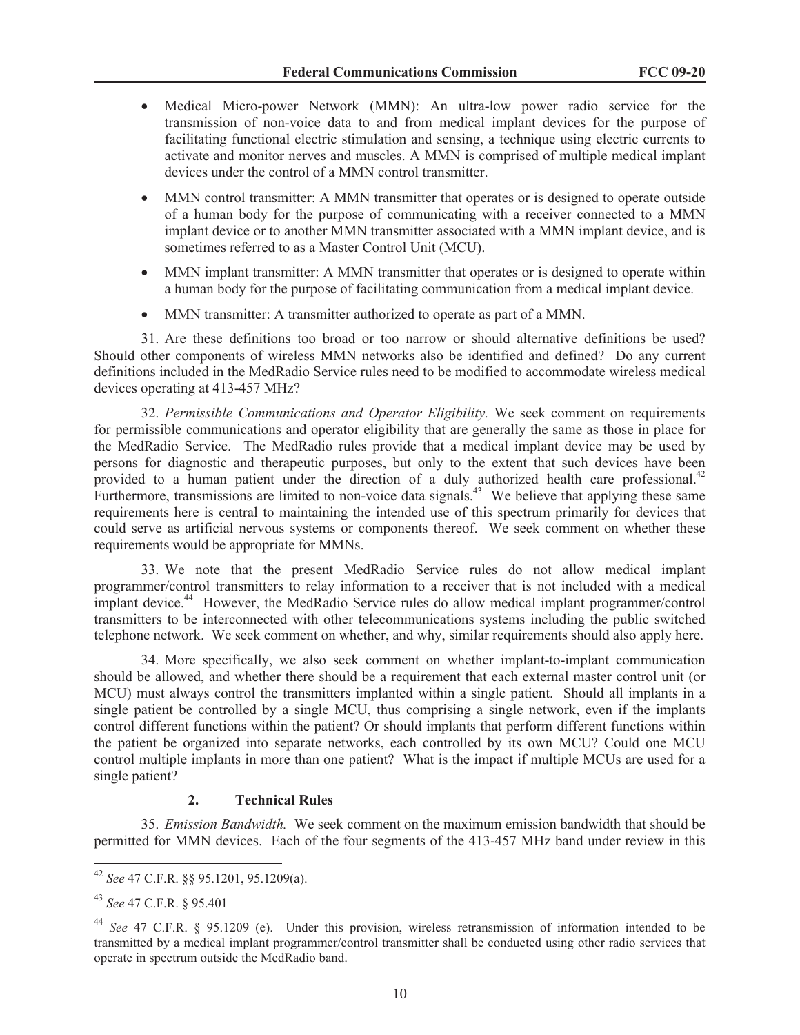- Medical Micro-power Network (MMN): An ultra-low power radio service for the transmission of non-voice data to and from medical implant devices for the purpose of facilitating functional electric stimulation and sensing, a technique using electric currents to activate and monitor nerves and muscles. A MMN is comprised of multiple medical implant devices under the control of a MMN control transmitter.
- MMN control transmitter: A MMN transmitter that operates or is designed to operate outside of a human body for the purpose of communicating with a receiver connected to a MMN implant device or to another MMN transmitter associated with a MMN implant device, and is sometimes referred to as a Master Control Unit (MCU).
- MMN implant transmitter: A MMN transmitter that operates or is designed to operate within a human body for the purpose of facilitating communication from a medical implant device.
- MMN transmitter: A transmitter authorized to operate as part of a MMN.

31. Are these definitions too broad or too narrow or should alternative definitions be used? Should other components of wireless MMN networks also be identified and defined? Do any current definitions included in the MedRadio Service rules need to be modified to accommodate wireless medical devices operating at 413-457 MHz?

32. *Permissible Communications and Operator Eligibility.* We seek comment on requirements for permissible communications and operator eligibility that are generally the same as those in place for the MedRadio Service. The MedRadio rules provide that a medical implant device may be used by persons for diagnostic and therapeutic purposes, but only to the extent that such devices have been provided to a human patient under the direction of a duly authorized health care professional.[42] Furthermore, transmissions are limited to non-voice data signals.[43] We believe that applying these same requirements here is central to maintaining the intended use of this spectrum primarily for devices that could serve as artificial nervous systems or components thereof. We seek comment on whether these requirements would be appropriate for MMNs.

33. We note that the present MedRadio Service rules do not allow medical implant programmer/control transmitters to relay information to a receiver that is not included with a medical implant device.[44] However, the MedRadio Service rules do allow medical implant programmer/control transmitters to be interconnected with other telecommunications systems including the public switched telephone network. We seek comment on whether, and why, similar requirements should also apply here.

34. More specifically, we also seek comment on whether implant-to-implant communication should be allowed, and whether there should be a requirement that each external master control unit (or MCU) must always control the transmitters implanted within a single patient. Should all implants in a single patient be controlled by a single MCU, thus comprising a single network, even if the implants control different functions within the patient? Or should implants that perform different functions within the patient be organized into separate networks, each controlled by its own MCU? Could one MCU control multiple implants in more than one patient? What is the impact if multiple MCUs are used for a single patient?

### 2. Technical Rules

35. *Emission Bandwidth.* We seek comment on the maximum emission bandwidth that should be permitted for MMN devices. Each of the four segments of the 413-457 MHz band under review in this

---

[42] *See* 47 C.F.R. §§ 95.1201, 95.1209(a).

[43] *See* 47 C.F.R. § 95.401

[44] *See* 47 C.F.R. § 95.1209 (e). Under this provision, wireless retransmission of information intended to be transmitted by a medical implant programmer/control transmitter shall be conducted using other radio services that operate in spectrum outside the MedRadio band.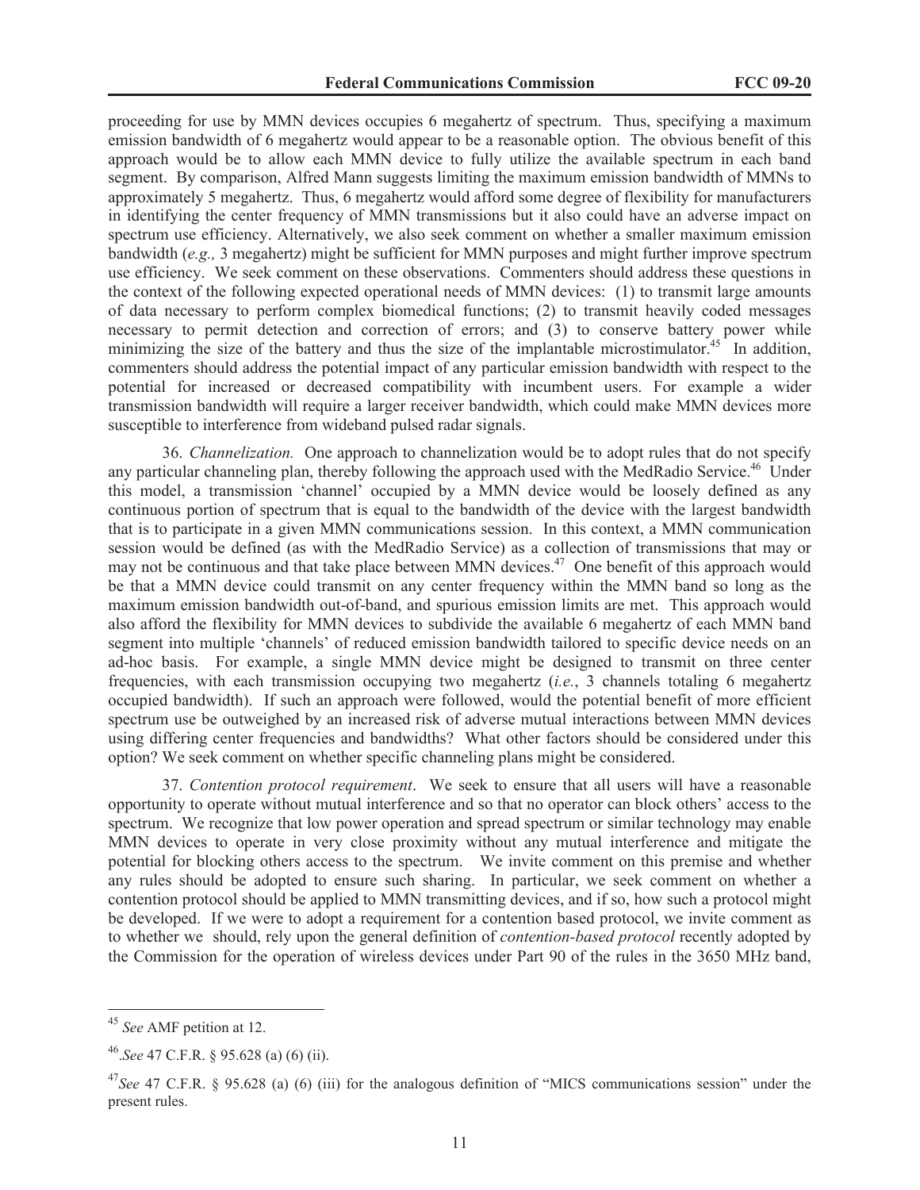proceeding for use by MMN devices occupies 6 megahertz of spectrum. Thus, specifying a maximum emission bandwidth of 6 megahertz would appear to be a reasonable option. The obvious benefit of this approach would be to allow each MMN device to fully utilize the available spectrum in each band segment. By comparison, Alfred Mann suggests limiting the maximum emission bandwidth of MMNs to approximately 5 megahertz. Thus, 6 megahertz would afford some degree of flexibility for manufacturers in identifying the center frequency of MMN transmissions but it also could have an adverse impact on spectrum use efficiency. Alternatively, we also seek comment on whether a smaller maximum emission bandwidth (*e.g.,* 3 megahertz) might be sufficient for MMN purposes and might further improve spectrum use efficiency. We seek comment on these observations. Commenters should address these questions in the context of the following expected operational needs of MMN devices: (1) to transmit large amounts of data necessary to perform complex biomedical functions; (2) to transmit heavily coded messages necessary to permit detection and correction of errors; and (3) to conserve battery power while minimizing the size of the battery and thus the size of the implantable microstimulator.[45] In addition, commenters should address the potential impact of any particular emission bandwidth with respect to the potential for increased or decreased compatibility with incumbent users. For example a wider transmission bandwidth will require a larger receiver bandwidth, which could make MMN devices more susceptible to interference from wideband pulsed radar signals.

36. *Channelization.* One approach to channelization would be to adopt rules that do not specify any particular channeling plan, thereby following the approach used with the MedRadio Service.[46] Under this model, a transmission 'channel' occupied by a MMN device would be loosely defined as any continuous portion of spectrum that is equal to the bandwidth of the device with the largest bandwidth that is to participate in a given MMN communications session. In this context, a MMN communication session would be defined (as with the MedRadio Service) as a collection of transmissions that may or may not be continuous and that take place between MMN devices.[47] One benefit of this approach would be that a MMN device could transmit on any center frequency within the MMN band so long as the maximum emission bandwidth out-of-band, and spurious emission limits are met. This approach would also afford the flexibility for MMN devices to subdivide the available 6 megahertz of each MMN band segment into multiple 'channels' of reduced emission bandwidth tailored to specific device needs on an ad-hoc basis. For example, a single MMN device might be designed to transmit on three center frequencies, with each transmission occupying two megahertz (*i.e.*, 3 channels totaling 6 megahertz occupied bandwidth). If such an approach were followed, would the potential benefit of more efficient spectrum use be outweighed by an increased risk of adverse mutual interactions between MMN devices using differing center frequencies and bandwidths? What other factors should be considered under this option? We seek comment on whether specific channeling plans might be considered.

37. *Contention protocol requirement*. We seek to ensure that all users will have a reasonable opportunity to operate without mutual interference and so that no operator can block others' access to the spectrum. We recognize that low power operation and spread spectrum or similar technology may enable MMN devices to operate in very close proximity without any mutual interference and mitigate the potential for blocking others access to the spectrum. We invite comment on this premise and whether any rules should be adopted to ensure such sharing. In particular, we seek comment on whether a contention protocol should be applied to MMN transmitting devices, and if so, how such a protocol might be developed. If we were to adopt a requirement for a contention based protocol, we invite comment as to whether we should, rely upon the general definition of *contention-based protocol* recently adopted by the Commission for the operation of wireless devices under Part 90 of the rules in the 3650 MHz band,

---

[45] *See* AMF petition at 12.

[46] *See* 47 C.F.R. § 95.628 (a) (6) (ii).

[47] *See* 47 C.F.R. § 95.628 (a) (6) (iii) for the analogous definition of "MICS communications session" under the present rules.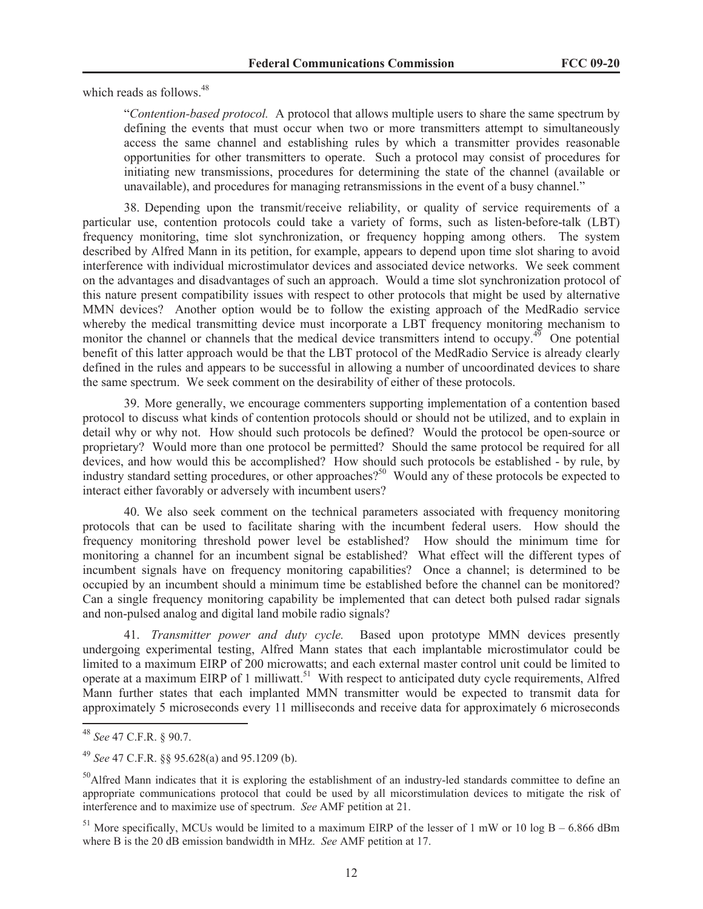which reads as follows.[48]

> "*Contention-based protocol.* A protocol that allows multiple users to share the same spectrum by defining the events that must occur when two or more transmitters attempt to simultaneously access the same channel and establishing rules by which a transmitter provides reasonable opportunities for other transmitters to operate. Such a protocol may consist of procedures for initiating new transmissions, procedures for determining the state of the channel (available or unavailable), and procedures for managing retransmissions in the event of a busy channel."

38. Depending upon the transmit/receive reliability, or quality of service requirements of a particular use, contention protocols could take a variety of forms, such as listen-before-talk (LBT) frequency monitoring, time slot synchronization, or frequency hopping among others. The system described by Alfred Mann in its petition, for example, appears to depend upon time slot sharing to avoid interference with individual microstimulator devices and associated device networks. We seek comment on the advantages and disadvantages of such an approach. Would a time slot synchronization protocol of this nature present compatibility issues with respect to other protocols that might be used by alternative MMN devices? Another option would be to follow the existing approach of the MedRadio service whereby the medical transmitting device must incorporate a LBT frequency monitoring mechanism to monitor the channel or channels that the medical device transmitters intend to occupy.[49] One potential benefit of this latter approach would be that the LBT protocol of the MedRadio Service is already clearly defined in the rules and appears to be successful in allowing a number of uncoordinated devices to share the same spectrum. We seek comment on the desirability of either of these protocols.

39. More generally, we encourage commenters supporting implementation of a contention based protocol to discuss what kinds of contention protocols should or should not be utilized, and to explain in detail why or why not. How should such protocols be defined? Would the protocol be open-source or proprietary? Would more than one protocol be permitted? Should the same protocol be required for all devices, and how would this be accomplished? How should such protocols be established - by rule, by industry standard setting procedures, or other approaches?[50] Would any of these protocols be expected to interact either favorably or adversely with incumbent users?

40. We also seek comment on the technical parameters associated with frequency monitoring protocols that can be used to facilitate sharing with the incumbent federal users. How should the frequency monitoring threshold power level be established? How should the minimum time for monitoring a channel for an incumbent signal be established? What effect will the different types of incumbent signals have on frequency monitoring capabilities? Once a channel; is determined to be occupied by an incumbent should a minimum time be established before the channel can be monitored? Can a single frequency monitoring capability be implemented that can detect both pulsed radar signals and non-pulsed analog and digital land mobile radio signals?

41. *Transmitter power and duty cycle.* Based upon prototype MMN devices presently undergoing experimental testing, Alfred Mann states that each implantable microstimulator could be limited to a maximum EIRP of 200 microwatts; and each external master control unit could be limited to operate at a maximum EIRP of 1 milliwatt.[51] With respect to anticipated duty cycle requirements, Alfred Mann further states that each implanted MMN transmitter would be expected to transmit data for approximately 5 microseconds every 11 milliseconds and receive data for approximately 6 microseconds

---

[48] *See* 47 C.F.R. § 90.7.

[49] *See* 47 C.F.R. §§ 95.628(a) and 95.1209 (b).

[50] Alfred Mann indicates that it is exploring the establishment of an industry-led standards committee to define an appropriate communications protocol that could be used by all micorstimulation devices to mitigate the risk of interference and to maximize use of spectrum. *See* AMF petition at 21.

[51] More specifically, MCUs would be limited to a maximum EIRP of the lesser of 1 mW or $10 \log B - 6.866$ dBm where B is the 20 dB emission bandwidth in MHz. *See* AMF petition at 17.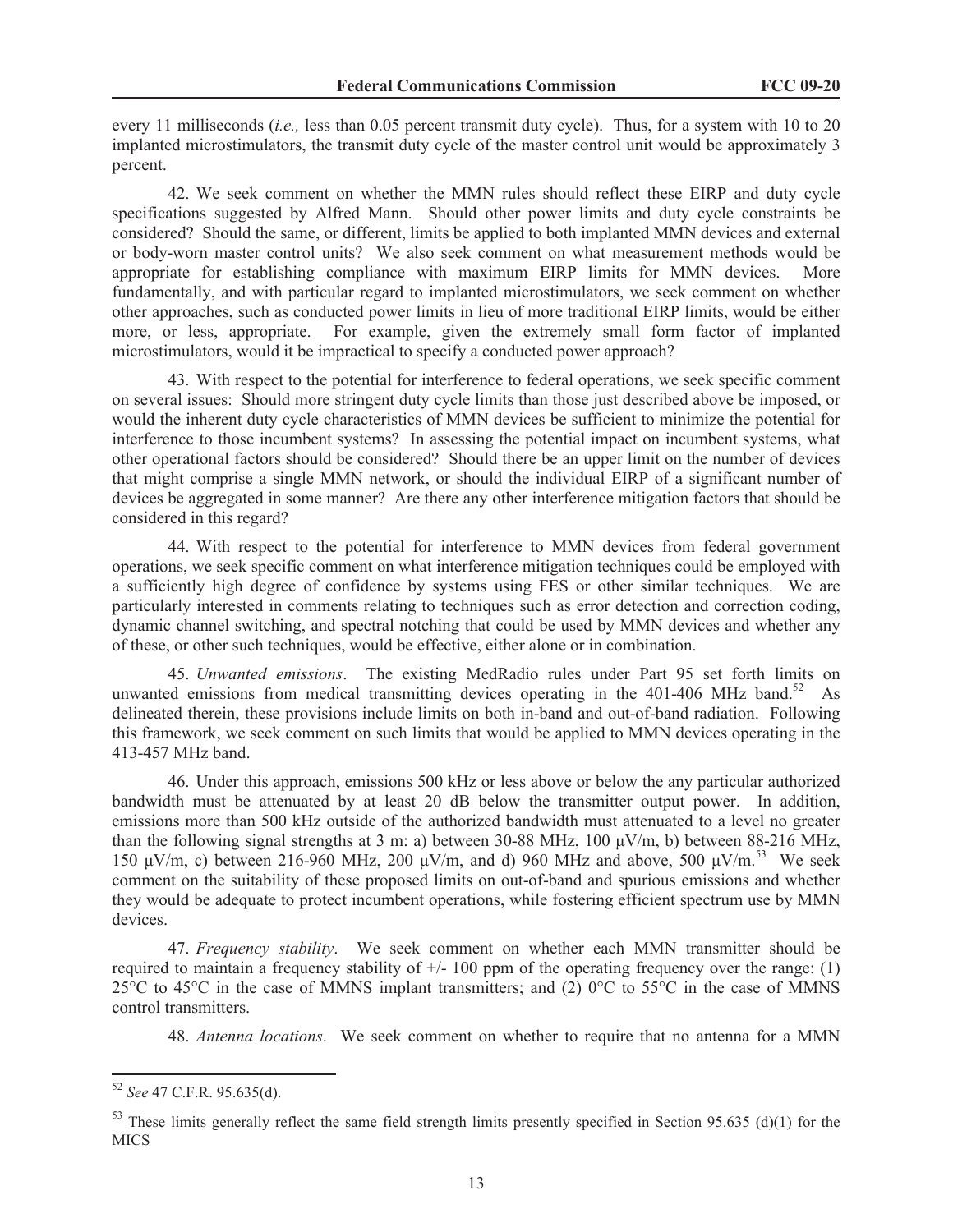every 11 milliseconds (*i.e.,* less than 0.05 percent transmit duty cycle). Thus, for a system with 10 to 20 implanted microstimulators, the transmit duty cycle of the master control unit would be approximately 3 percent.

42. We seek comment on whether the MMN rules should reflect these EIRP and duty cycle specifications suggested by Alfred Mann. Should other power limits and duty cycle constraints be considered? Should the same, or different, limits be applied to both implanted MMN devices and external or body-worn master control units? We also seek comment on what measurement methods would be appropriate for establishing compliance with maximum EIRP limits for MMN devices. More fundamentally, and with particular regard to implanted microstimulators, we seek comment on whether other approaches, such as conducted power limits in lieu of more traditional EIRP limits, would be either more, or less, appropriate. For example, given the extremely small form factor of implanted microstimulators, would it be impractical to specify a conducted power approach?

43. With respect to the potential for interference to federal operations, we seek specific comment on several issues: Should more stringent duty cycle limits than those just described above be imposed, or would the inherent duty cycle characteristics of MMN devices be sufficient to minimize the potential for interference to those incumbent systems? In assessing the potential impact on incumbent systems, what other operational factors should be considered? Should there be an upper limit on the number of devices that might comprise a single MMN network, or should the individual EIRP of a significant number of devices be aggregated in some manner? Are there any other interference mitigation factors that should be considered in this regard?

44. With respect to the potential for interference to MMN devices from federal government operations, we seek specific comment on what interference mitigation techniques could be employed with a sufficiently high degree of confidence by systems using FES or other similar techniques. We are particularly interested in comments relating to techniques such as error detection and correction coding, dynamic channel switching, and spectral notching that could be used by MMN devices and whether any of these, or other such techniques, would be effective, either alone or in combination.

45. *Unwanted emissions*. The existing MedRadio rules under Part 95 set forth limits on unwanted emissions from medical transmitting devices operating in the 401-406 MHz band.[52] As delineated therein, these provisions include limits on both in-band and out-of-band radiation. Following this framework, we seek comment on such limits that would be applied to MMN devices operating in the 413-457 MHz band.

46. Under this approach, emissions 500 kHz or less above or below the any particular authorized bandwidth must be attenuated by at least 20 dB below the transmitter output power. In addition, emissions more than 500 kHz outside of the authorized bandwidth must attenuated to a level no greater than the following signal strengths at 3 m: a) between 30-88 MHz, 100 μV/m, b) between 88-216 MHz, 150 μV/m, c) between 216-960 MHz, 200 μV/m, and d) 960 MHz and above, 500 μV/m.[53] We seek comment on the suitability of these proposed limits on out-of-band and spurious emissions and whether they would be adequate to protect incumbent operations, while fostering efficient spectrum use by MMN devices.

47. *Frequency stability*. We seek comment on whether each MMN transmitter should be required to maintain a frequency stability of +/- 100 ppm of the operating frequency over the range: (1) 25°C to 45°C in the case of MMNS implant transmitters; and (2) 0°C to 55°C in the case of MMNS control transmitters.

48. *Antenna locations*. We seek comment on whether to require that no antenna for a MMN

---

[52] *See* 47 C.F.R. 95.635(d).

[53] These limits generally reflect the same field strength limits presently specified in Section 95.635 (d)(1) for the MICS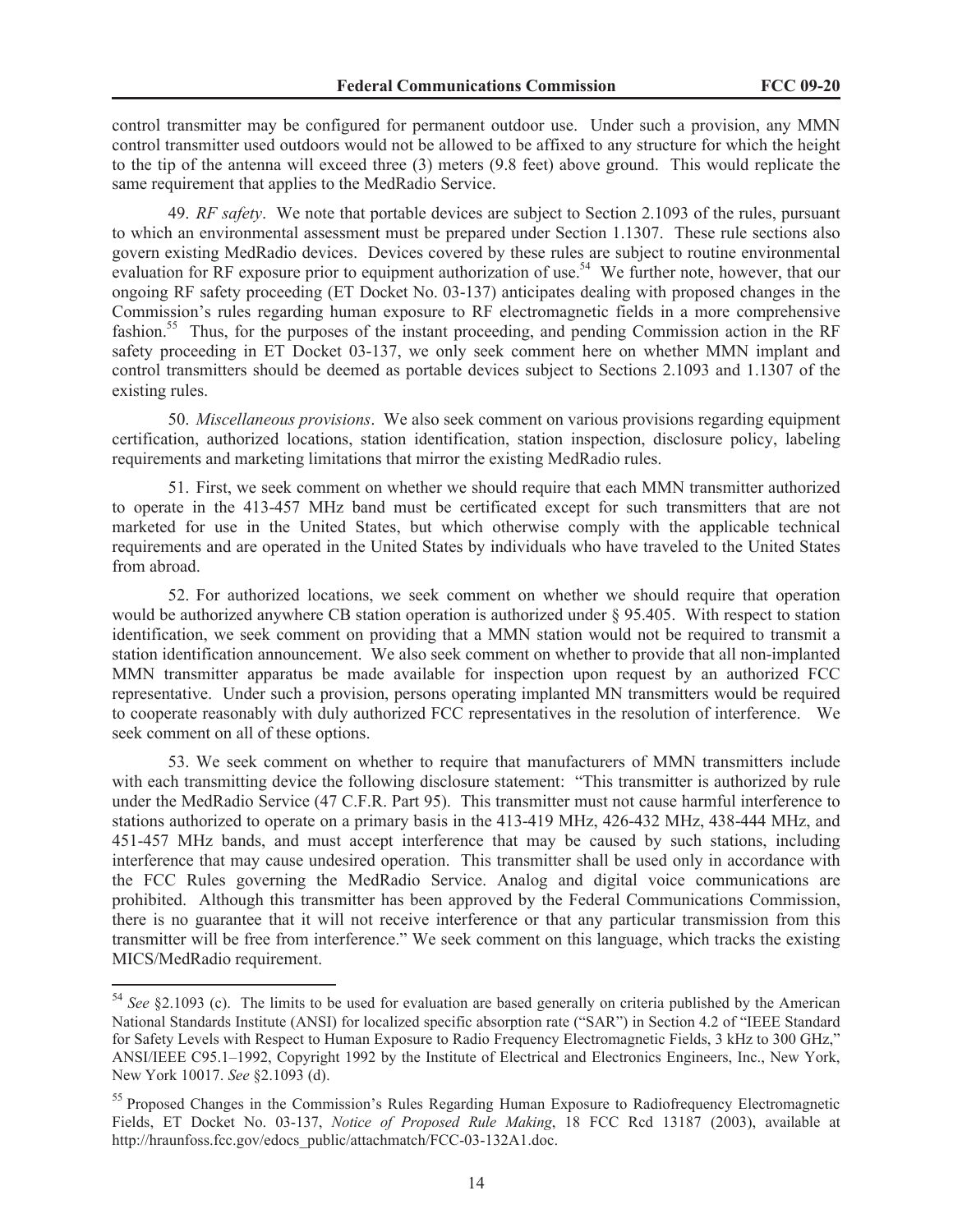control transmitter may be configured for permanent outdoor use. Under such a provision, any MMN control transmitter used outdoors would not be allowed to be affixed to any structure for which the height to the tip of the antenna will exceed three (3) meters (9.8 feet) above ground. This would replicate the same requirement that applies to the MedRadio Service.

49. *RF safety*. We note that portable devices are subject to Section 2.1093 of the rules, pursuant to which an environmental assessment must be prepared under Section 1.1307. These rule sections also govern existing MedRadio devices. Devices covered by these rules are subject to routine environmental evaluation for RF exposure prior to equipment authorization of use.[54] We further note, however, that our ongoing RF safety proceeding (ET Docket No. 03-137) anticipates dealing with proposed changes in the Commission's rules regarding human exposure to RF electromagnetic fields in a more comprehensive fashion.[55] Thus, for the purposes of the instant proceeding, and pending Commission action in the RF safety proceeding in ET Docket 03-137, we only seek comment here on whether MMN implant and control transmitters should be deemed as portable devices subject to Sections 2.1093 and 1.1307 of the existing rules.

50. *Miscellaneous provisions*. We also seek comment on various provisions regarding equipment certification, authorized locations, station identification, station inspection, disclosure policy, labeling requirements and marketing limitations that mirror the existing MedRadio rules.

51. First, we seek comment on whether we should require that each MMN transmitter authorized to operate in the 413-457 MHz band must be certificated except for such transmitters that are not marketed for use in the United States, but which otherwise comply with the applicable technical requirements and are operated in the United States by individuals who have traveled to the United States from abroad.

52. For authorized locations, we seek comment on whether we should require that operation would be authorized anywhere CB station operation is authorized under § 95.405. With respect to station identification, we seek comment on providing that a MMN station would not be required to transmit a station identification announcement. We also seek comment on whether to provide that all non-implanted MMN transmitter apparatus be made available for inspection upon request by an authorized FCC representative. Under such a provision, persons operating implanted MN transmitters would be required to cooperate reasonably with duly authorized FCC representatives in the resolution of interference. We seek comment on all of these options.

53. We seek comment on whether to require that manufacturers of MMN transmitters include with each transmitting device the following disclosure statement: "This transmitter is authorized by rule under the MedRadio Service (47 C.F.R. Part 95). This transmitter must not cause harmful interference to stations authorized to operate on a primary basis in the 413-419 MHz, 426-432 MHz, 438-444 MHz, and 451-457 MHz bands, and must accept interference that may be caused by such stations, including interference that may cause undesired operation. This transmitter shall be used only in accordance with the FCC Rules governing the MedRadio Service. Analog and digital voice communications are prohibited. Although this transmitter has been approved by the Federal Communications Commission, there is no guarantee that it will not receive interference or that any particular transmission from this transmitter will be free from interference." We seek comment on this language, which tracks the existing MICS/MedRadio requirement.

---

[54] *See* §2.1093 (c). The limits to be used for evaluation are based generally on criteria published by the American National Standards Institute (ANSI) for localized specific absorption rate ("SAR") in Section 4.2 of "IEEE Standard for Safety Levels with Respect to Human Exposure to Radio Frequency Electromagnetic Fields, 3 kHz to 300 GHz," ANSI/IEEE C95.1–1992, Copyright 1992 by the Institute of Electrical and Electronics Engineers, Inc., New York, New York 10017. *See* §2.1093 (d).

[55] Proposed Changes in the Commission's Rules Regarding Human Exposure to Radiofrequency Electromagnetic Fields, ET Docket No. 03-137, *Notice of Proposed Rule Making*, 18 FCC Rcd 13187 (2003), available at http://hraunfoss.fcc.gov/edocs_public/attachmatch/FCC-03-132A1.doc.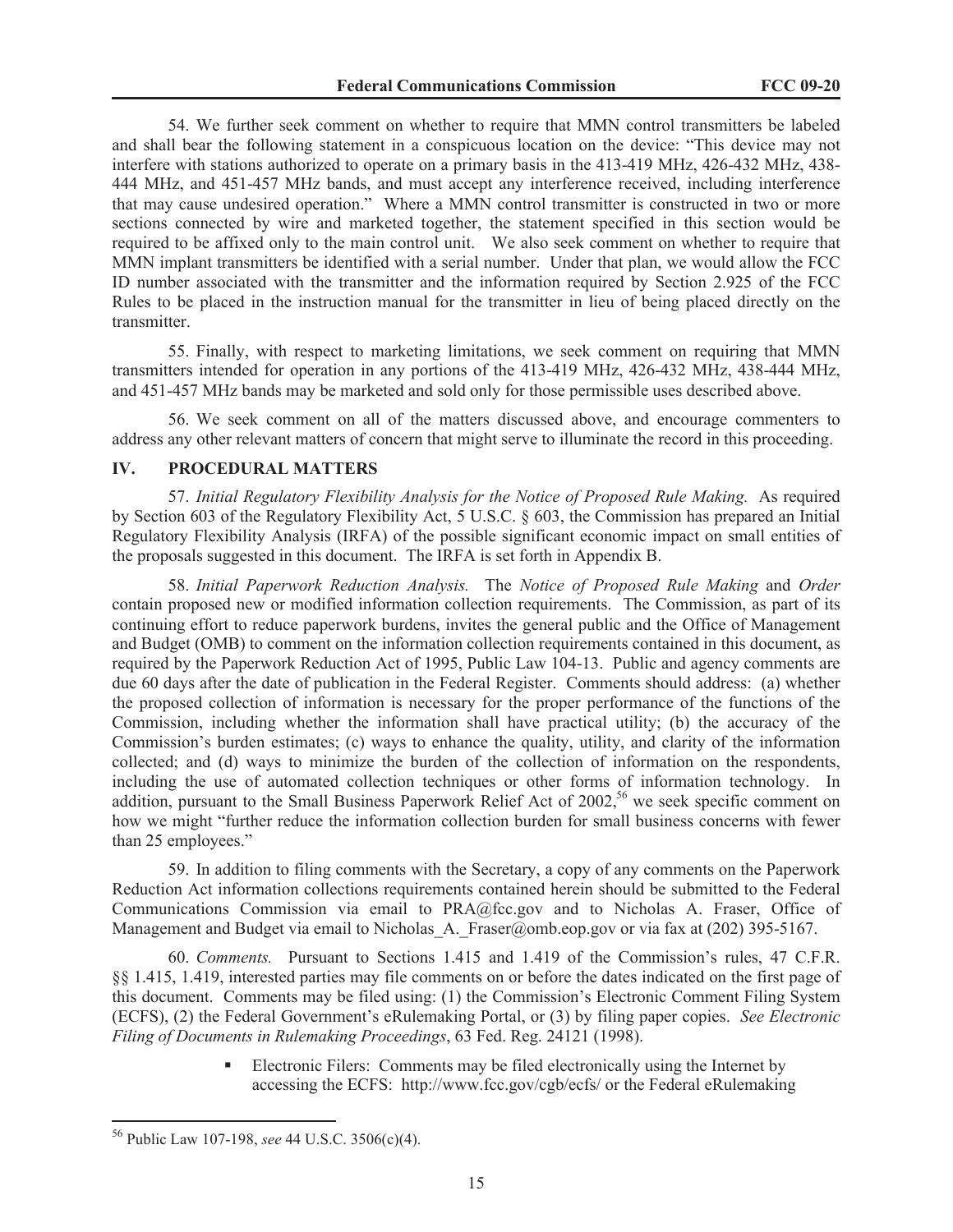54. We further seek comment on whether to require that MMN control transmitters be labeled and shall bear the following statement in a conspicuous location on the device: "This device may not interfere with stations authorized to operate on a primary basis in the 413-419 MHz, 426-432 MHz, 438-444 MHz, and 451-457 MHz bands, and must accept any interference received, including interference that may cause undesired operation." Where a MMN control transmitter is constructed in two or more sections connected by wire and marketed together, the statement specified in this section would be required to be affixed only to the main control unit. We also seek comment on whether to require that MMN implant transmitters be identified with a serial number. Under that plan, we would allow the FCC ID number associated with the transmitter and the information required by Section 2.925 of the FCC Rules to be placed in the instruction manual for the transmitter in lieu of being placed directly on the transmitter.

55. Finally, with respect to marketing limitations, we seek comment on requiring that MMN transmitters intended for operation in any portions of the 413-419 MHz, 426-432 MHz, 438-444 MHz, and 451-457 MHz bands may be marketed and sold only for those permissible uses described above.

56. We seek comment on all of the matters discussed above, and encourage commenters to address any other relevant matters of concern that might serve to illuminate the record in this proceeding.

## IV. PROCEDURAL MATTERS

57. *Initial Regulatory Flexibility Analysis for the Notice of Proposed Rule Making.* As required by Section 603 of the Regulatory Flexibility Act, 5 U.S.C. § 603, the Commission has prepared an Initial Regulatory Flexibility Analysis (IRFA) of the possible significant economic impact on small entities of the proposals suggested in this document. The IRFA is set forth in Appendix B.

58. *Initial Paperwork Reduction Analysis.* The *Notice of Proposed Rule Making* and *Order* contain proposed new or modified information collection requirements. The Commission, as part of its continuing effort to reduce paperwork burdens, invites the general public and the Office of Management and Budget (OMB) to comment on the information collection requirements contained in this document, as required by the Paperwork Reduction Act of 1995, Public Law 104-13. Public and agency comments are due 60 days after the date of publication in the Federal Register. Comments should address: (a) whether the proposed collection of information is necessary for the proper performance of the functions of the Commission, including whether the information shall have practical utility; (b) the accuracy of the Commission's burden estimates; (c) ways to enhance the quality, utility, and clarity of the information collected; and (d) ways to minimize the burden of the collection of information on the respondents, including the use of automated collection techniques or other forms of information technology. In addition, pursuant to the Small Business Paperwork Relief Act of 2002,[56] we seek specific comment on how we might "further reduce the information collection burden for small business concerns with fewer than 25 employees."

59. In addition to filing comments with the Secretary, a copy of any comments on the Paperwork Reduction Act information collections requirements contained herein should be submitted to the Federal Communications Commission via email to PRA@fcc.gov and to Nicholas A. Fraser, Office of Management and Budget via email to Nicholas_A._Fraser@omb.eop.gov or via fax at (202) 395-5167.

60. *Comments.* Pursuant to Sections 1.415 and 1.419 of the Commission's rules, 47 C.F.R. §§ 1.415, 1.419, interested parties may file comments on or before the dates indicated on the first page of this document. Comments may be filed using: (1) the Commission's Electronic Comment Filing System (ECFS), (2) the Federal Government's eRulemaking Portal, or (3) by filing paper copies. *See Electronic Filing of Documents in Rulemaking Proceedings*, 63 Fed. Reg. 24121 (1998).

- Electronic Filers: Comments may be filed electronically using the Internet by accessing the ECFS: http://www.fcc.gov/cgb/ecfs/ or the Federal eRulemaking

---

[56] Public Law 107-198, *see* 44 U.S.C. 3506(c)(4).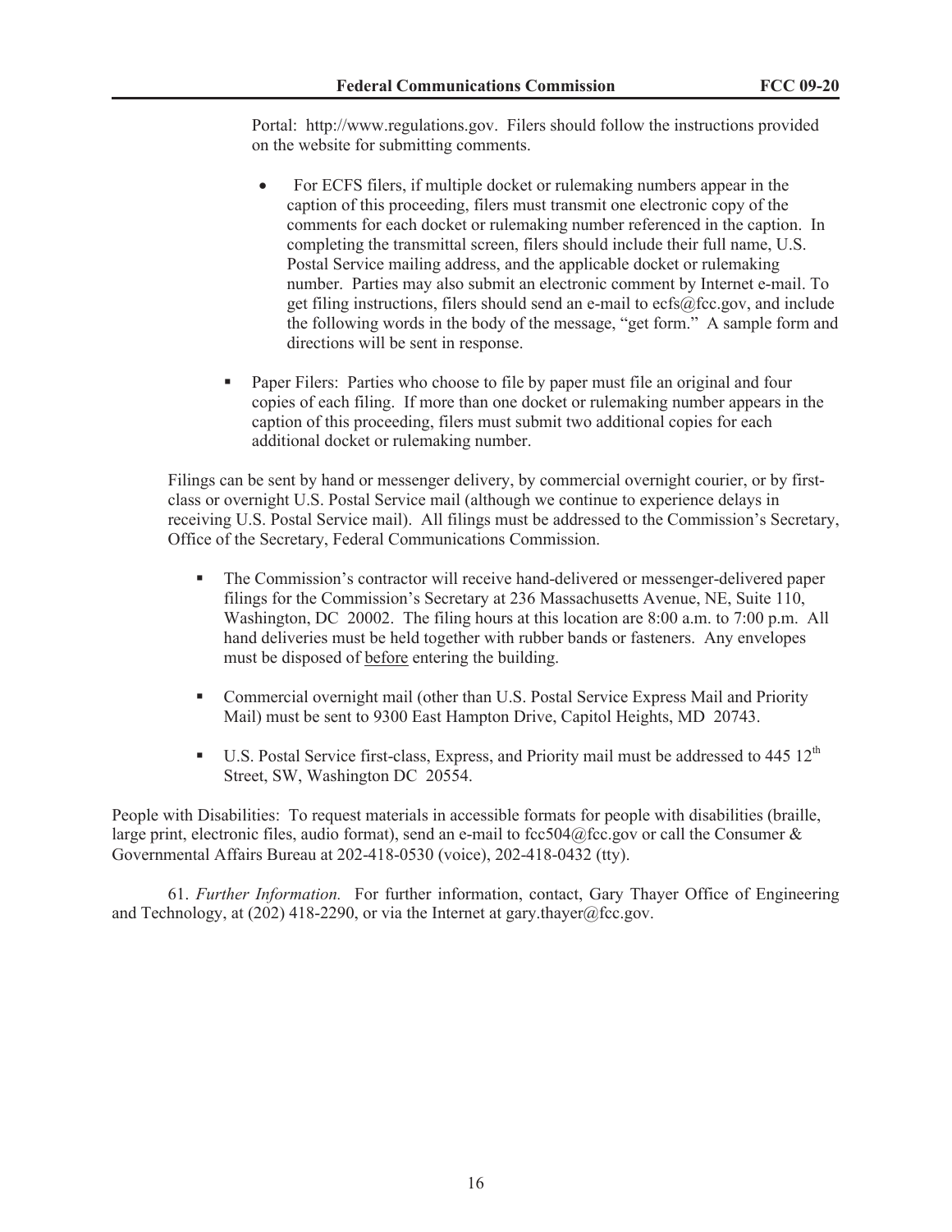Portal: http://www.regulations.gov. Filers should follow the instructions provided on the website for submitting comments.

- For ECFS filers, if multiple docket or rulemaking numbers appear in the caption of this proceeding, filers must transmit one electronic copy of the comments for each docket or rulemaking number referenced in the caption. In completing the transmittal screen, filers should include their full name, U.S. Postal Service mailing address, and the applicable docket or rulemaking number. Parties may also submit an electronic comment by Internet e-mail. To get filing instructions, filers should send an e-mail to ecfs@fcc.gov, and include the following words in the body of the message, "get form." A sample form and directions will be sent in response.

- Paper Filers: Parties who choose to file by paper must file an original and four copies of each filing. If more than one docket or rulemaking number appears in the caption of this proceeding, filers must submit two additional copies for each additional docket or rulemaking number.

Filings can be sent by hand or messenger delivery, by commercial overnight courier, or by first-class or overnight U.S. Postal Service mail (although we continue to experience delays in receiving U.S. Postal Service mail). All filings must be addressed to the Commission's Secretary, Office of the Secretary, Federal Communications Commission.

- The Commission's contractor will receive hand-delivered or messenger-delivered paper filings for the Commission's Secretary at 236 Massachusetts Avenue, NE, Suite 110, Washington, DC 20002. The filing hours at this location are 8:00 a.m. to 7:00 p.m. All hand deliveries must be held together with rubber bands or fasteners. Any envelopes must be disposed of before entering the building.

- Commercial overnight mail (other than U.S. Postal Service Express Mail and Priority Mail) must be sent to 9300 East Hampton Drive, Capitol Heights, MD 20743.

- U.S. Postal Service first-class, Express, and Priority mail must be addressed to 445 12th Street, SW, Washington DC 20554.

People with Disabilities: To request materials in accessible formats for people with disabilities (braille, large print, electronic files, audio format), send an e-mail to fcc504@fcc.gov or call the Consumer & Governmental Affairs Bureau at 202-418-0530 (voice), 202-418-0432 (tty).

61. *Further Information.* For further information, contact, Gary Thayer Office of Engineering and Technology, at (202) 418-2290, or via the Internet at gary.thayer@fcc.gov.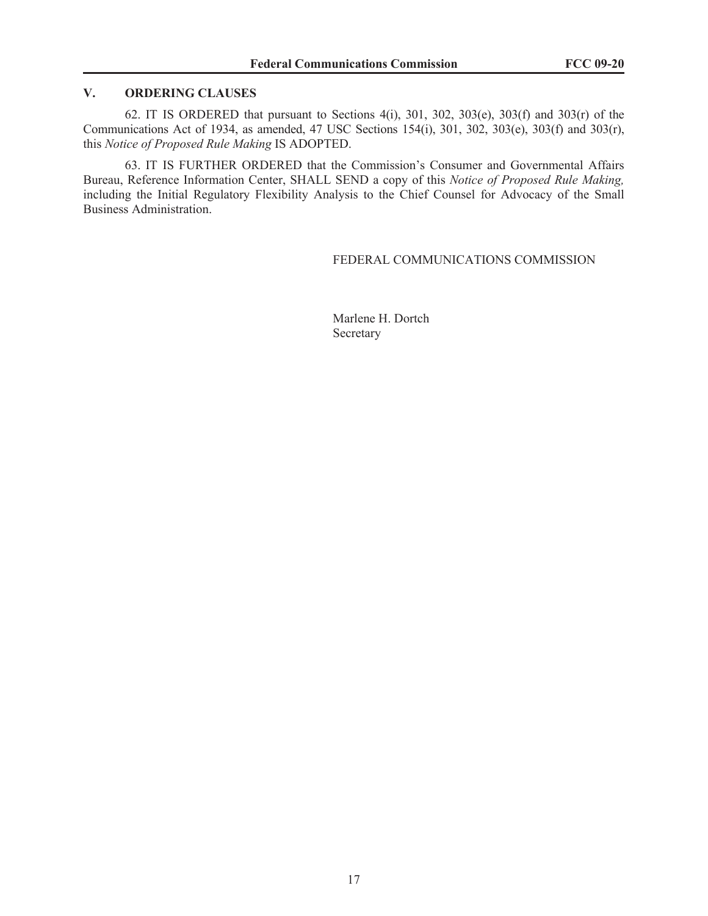## V. ORDERING CLAUSES

62. IT IS ORDERED that pursuant to Sections 4(i), 301, 302, 303(e), 303(f) and 303(r) of the Communications Act of 1934, as amended, 47 USC Sections 154(i), 301, 302, 303(e), 303(f) and 303(r), this *Notice of Proposed Rule Making* IS ADOPTED.

63. IT IS FURTHER ORDERED that the Commission's Consumer and Governmental Affairs Bureau, Reference Information Center, SHALL SEND a copy of this *Notice of Proposed Rule Making,* including the Initial Regulatory Flexibility Analysis to the Chief Counsel for Advocacy of the Small Business Administration.

FEDERAL COMMUNICATIONS COMMISSION

Marlene H. Dortch
Secretary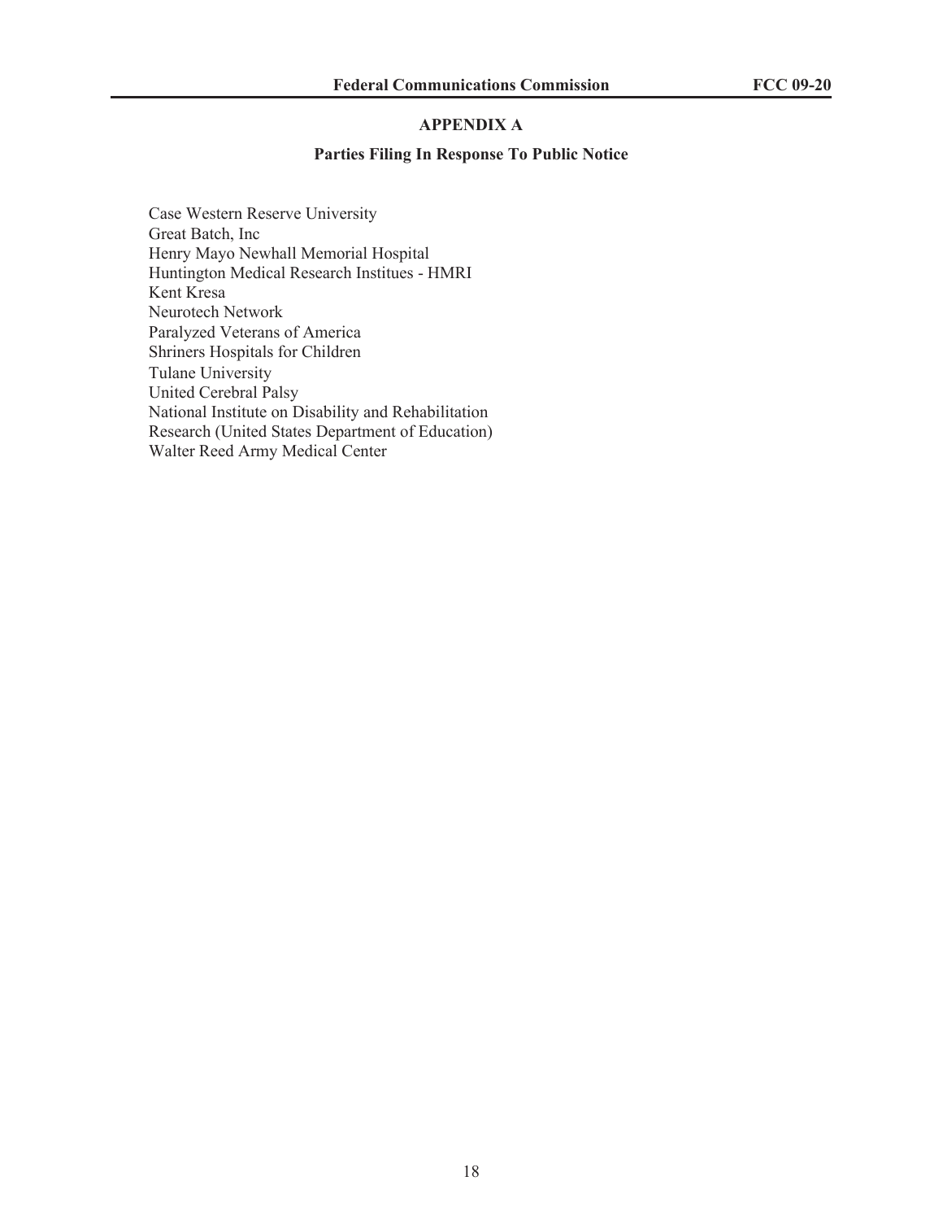## APPENDIX A

### Parties Filing In Response To Public Notice

Case Western Reserve University
Great Batch, Inc
Henry Mayo Newhall Memorial Hospital
Huntington Medical Research Institues - HMRI
Kent Kresa
Neurotech Network
Paralyzed Veterans of America
Shriners Hospitals for Children
Tulane University
United Cerebral Palsy
National Institute on Disability and Rehabilitation
Research (United States Department of Education)
Walter Reed Army Medical Center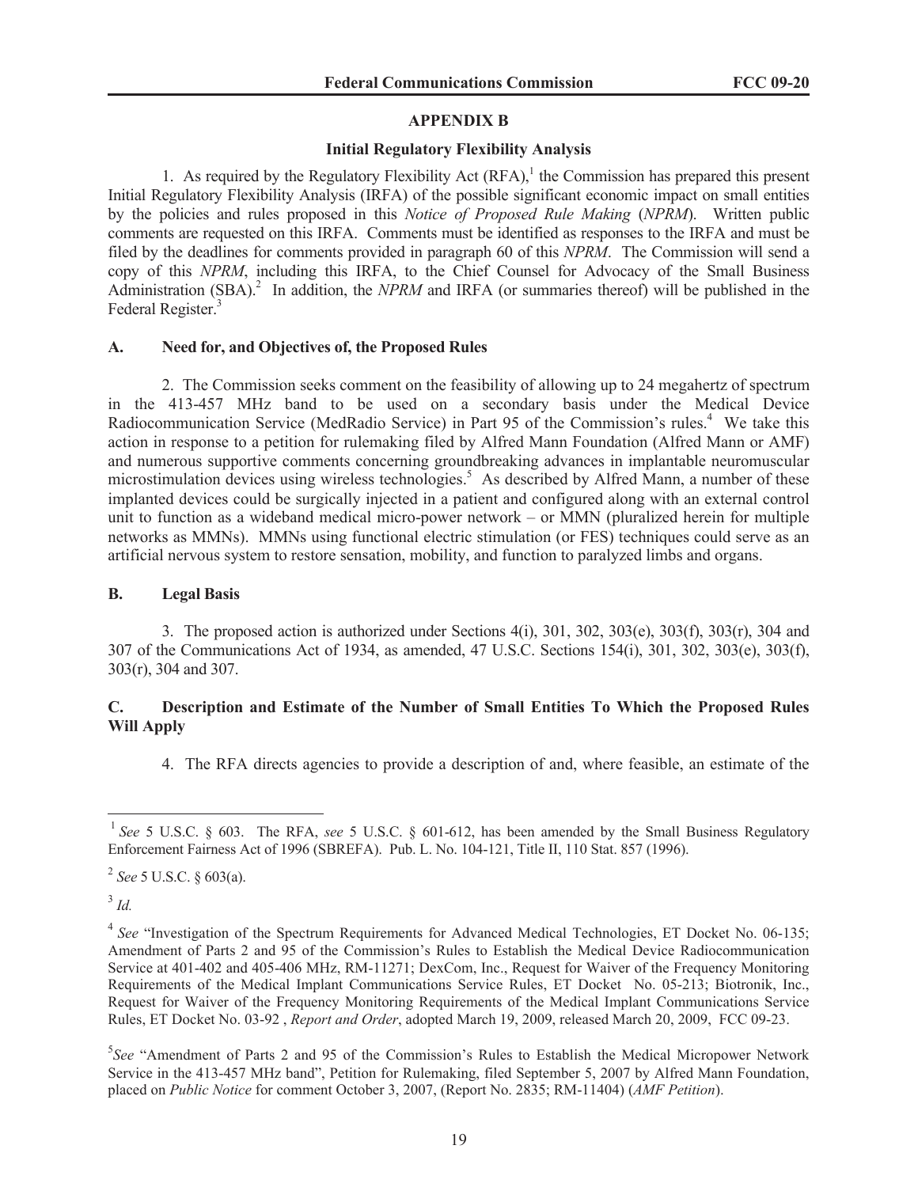## APPENDIX B

### Initial Regulatory Flexibility Analysis

1. As required by the Regulatory Flexibility Act (RFA),[1] the Commission has prepared this present Initial Regulatory Flexibility Analysis (IRFA) of the possible significant economic impact on small entities by the policies and rules proposed in this *Notice of Proposed Rule Making* (*NPRM*). Written public comments are requested on this IRFA. Comments must be identified as responses to the IRFA and must be filed by the deadlines for comments provided in paragraph 60 of this *NPRM*. The Commission will send a copy of this *NPRM*, including this IRFA, to the Chief Counsel for Advocacy of the Small Business Administration (SBA).[2] In addition, the *NPRM* and IRFA (or summaries thereof) will be published in the Federal Register.[3]

### A. Need for, and Objectives of, the Proposed Rules

2. The Commission seeks comment on the feasibility of allowing up to 24 megahertz of spectrum in the 413-457 MHz band to be used on a secondary basis under the Medical Device Radiocommunication Service (MedRadio Service) in Part 95 of the Commission's rules.[4] We take this action in response to a petition for rulemaking filed by Alfred Mann Foundation (Alfred Mann or AMF) and numerous supportive comments concerning groundbreaking advances in implantable neuromuscular microstimulation devices using wireless technologies.[5] As described by Alfred Mann, a number of these implanted devices could be surgically injected in a patient and configured along with an external control unit to function as a wideband medical micro-power network – or MMN (pluralized herein for multiple networks as MMNs). MMNs using functional electric stimulation (or FES) techniques could serve as an artificial nervous system to restore sensation, mobility, and function to paralyzed limbs and organs.

### B. Legal Basis

3. The proposed action is authorized under Sections 4(i), 301, 302, 303(e), 303(f), 303(r), 304 and 307 of the Communications Act of 1934, as amended, 47 U.S.C. Sections 154(i), 301, 302, 303(e), 303(f), 303(r), 304 and 307.

### C. Description and Estimate of the Number of Small Entities To Which the Proposed Rules Will Apply

4. The RFA directs agencies to provide a description of and, where feasible, an estimate of the

---

[1] *See* 5 U.S.C. § 603. The RFA, *see* 5 U.S.C. § 601-612, has been amended by the Small Business Regulatory Enforcement Fairness Act of 1996 (SBREFA). Pub. L. No. 104-121, Title II, 110 Stat. 857 (1996).

[2] *See* 5 U.S.C. § 603(a).

[3] *Id.*

[4] *See* "Investigation of the Spectrum Requirements for Advanced Medical Technologies, ET Docket No. 06-135; Amendment of Parts 2 and 95 of the Commission's Rules to Establish the Medical Device Radiocommunication Service at 401-402 and 405-406 MHz, RM-11271; DexCom, Inc., Request for Waiver of the Frequency Monitoring Requirements of the Medical Implant Communications Service Rules, ET Docket No. 05-213; Biotronik, Inc., Request for Waiver of the Frequency Monitoring Requirements of the Medical Implant Communications Service Rules, ET Docket No. 03-92 , *Report and Order*, adopted March 19, 2009, released March 20, 2009, FCC 09-23.

[5] *See* "Amendment of Parts 2 and 95 of the Commission's Rules to Establish the Medical Micropower Network Service in the 413-457 MHz band", Petition for Rulemaking, filed September 5, 2007 by Alfred Mann Foundation, placed on *Public Notice* for comment October 3, 2007, (Report No. 2835; RM-11404) (*AMF Petition*).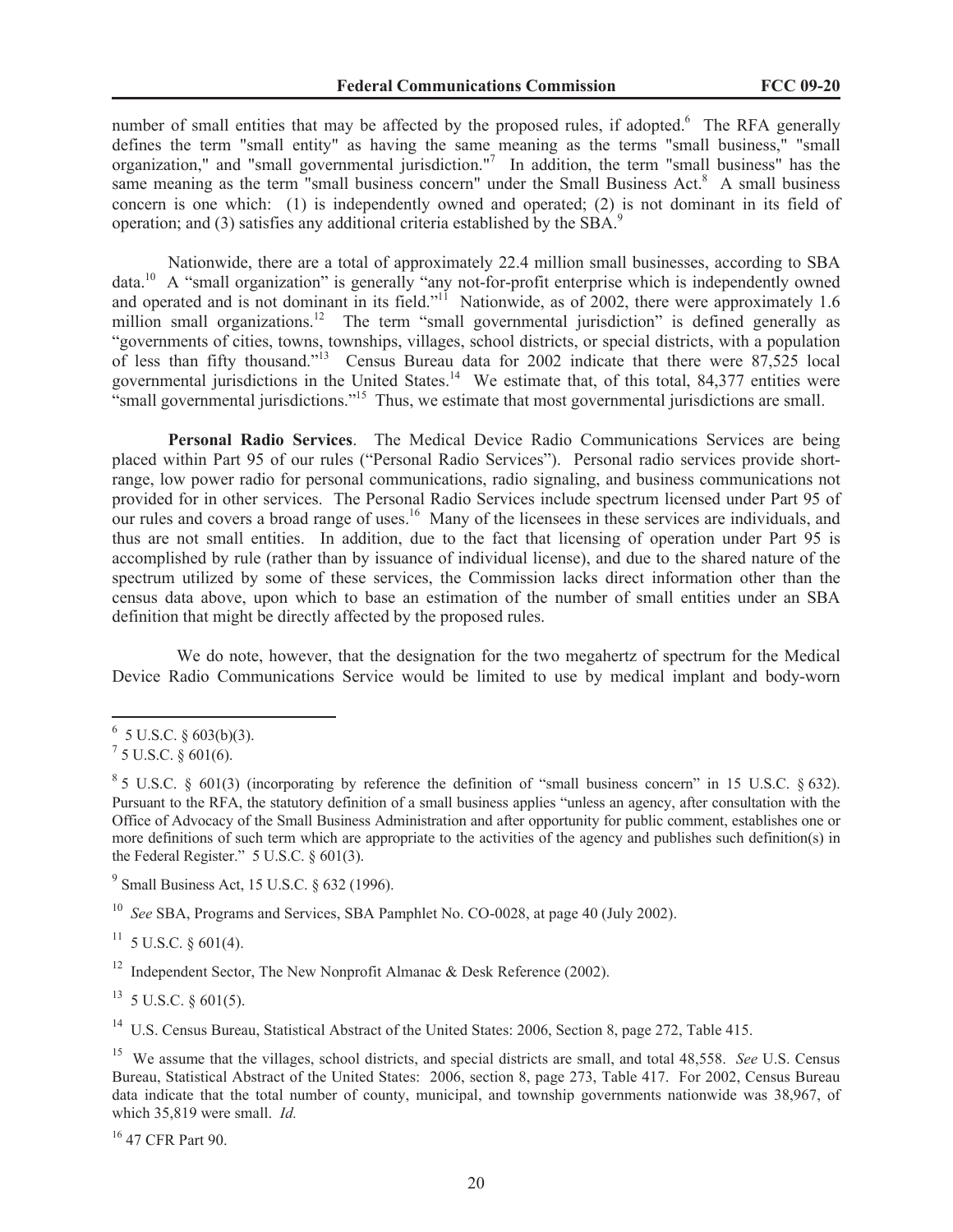number of small entities that may be affected by the proposed rules, if adopted.[6] The RFA generally defines the term "small entity" as having the same meaning as the terms "small business," "small organization," and "small governmental jurisdiction."[7] In addition, the term "small business" has the same meaning as the term "small business concern" under the Small Business Act.[8] A small business concern is one which: (1) is independently owned and operated; (2) is not dominant in its field of operation; and (3) satisfies any additional criteria established by the SBA.[9]

Nationwide, there are a total of approximately 22.4 million small businesses, according to SBA data.[10] A "small organization" is generally "any not-for-profit enterprise which is independently owned and operated and is not dominant in its field."[11] Nationwide, as of 2002, there were approximately 1.6 million small organizations.[12] The term "small governmental jurisdiction" is defined generally as "governments of cities, towns, townships, villages, school districts, or special districts, with a population of less than fifty thousand."[13] Census Bureau data for 2002 indicate that there were 87,525 local governmental jurisdictions in the United States.[14] We estimate that, of this total, 84,377 entities were "small governmental jurisdictions."[15] Thus, we estimate that most governmental jurisdictions are small.

**Personal Radio Services**. The Medical Device Radio Communications Services are being placed within Part 95 of our rules ("Personal Radio Services"). Personal radio services provide short-range, low power radio for personal communications, radio signaling, and business communications not provided for in other services. The Personal Radio Services include spectrum licensed under Part 95 of our rules and covers a broad range of uses.[16] Many of the licensees in these services are individuals, and thus are not small entities. In addition, due to the fact that licensing of operation under Part 95 is accomplished by rule (rather than by issuance of individual license), and due to the shared nature of the spectrum utilized by some of these services, the Commission lacks direct information other than the census data above, upon which to base an estimation of the number of small entities under an SBA definition that might be directly affected by the proposed rules.

We do note, however, that the designation for the two megahertz of spectrum for the Medical Device Radio Communications Service would be limited to use by medical implant and body-worn

---

[6] 5 U.S.C. § 603(b)(3).

[7] 5 U.S.C. § 601(6).

[8] 5 U.S.C. § 601(3) (incorporating by reference the definition of "small business concern" in 15 U.S.C. § 632). Pursuant to the RFA, the statutory definition of a small business applies "unless an agency, after consultation with the Office of Advocacy of the Small Business Administration and after opportunity for public comment, establishes one or more definitions of such term which are appropriate to the activities of the agency and publishes such definition(s) in the Federal Register." 5 U.S.C. § 601(3).

[9] Small Business Act, 15 U.S.C. § 632 (1996).

[10] *See* SBA, Programs and Services, SBA Pamphlet No. CO-0028, at page 40 (July 2002).

[11] 5 U.S.C. § 601(4).

[12] Independent Sector, The New Nonprofit Almanac & Desk Reference (2002).

[13] 5 U.S.C. § 601(5).

[14] U.S. Census Bureau, Statistical Abstract of the United States: 2006, Section 8, page 272, Table 415.

[15] We assume that the villages, school districts, and special districts are small, and total 48,558. *See* U.S. Census Bureau, Statistical Abstract of the United States: 2006, section 8, page 273, Table 417. For 2002, Census Bureau data indicate that the total number of county, municipal, and township governments nationwide was 38,967, of which 35,819 were small. *Id.*

[16] 47 CFR Part 90.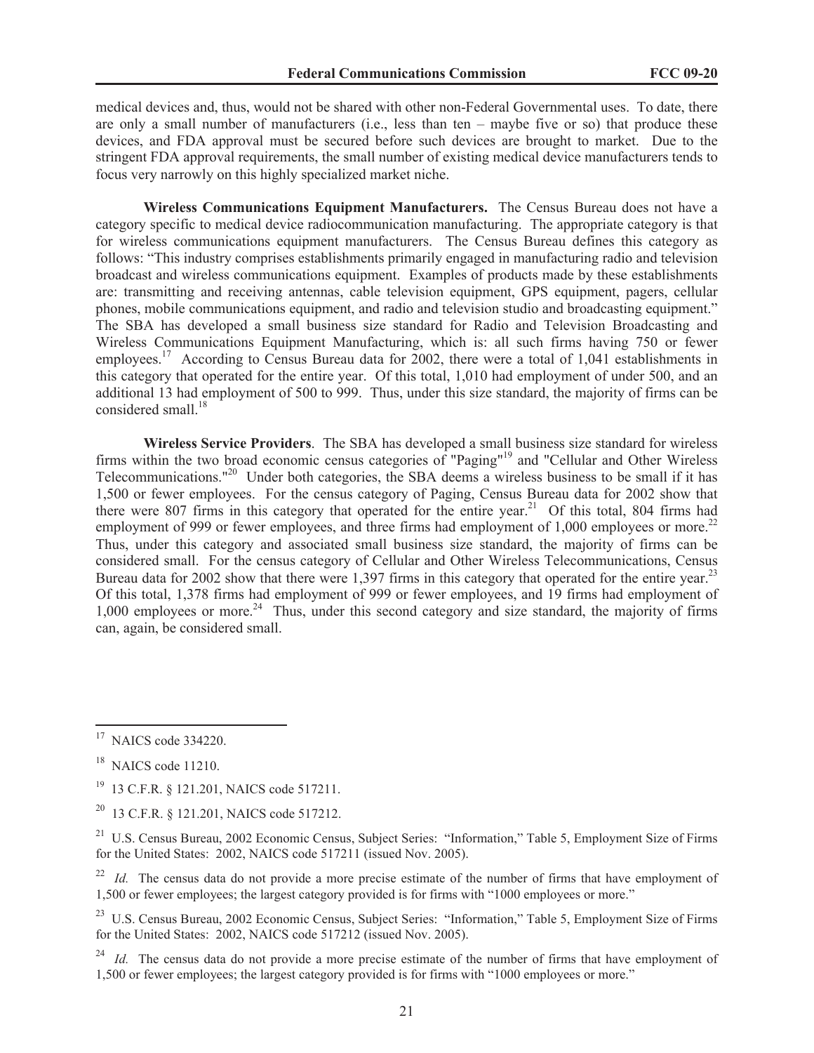medical devices and, thus, would not be shared with other non-Federal Governmental uses. To date, there are only a small number of manufacturers (i.e., less than ten – maybe five or so) that produce these devices, and FDA approval must be secured before such devices are brought to market. Due to the stringent FDA approval requirements, the small number of existing medical device manufacturers tends to focus very narrowly on this highly specialized market niche.

**Wireless Communications Equipment Manufacturers.** The Census Bureau does not have a category specific to medical device radiocommunication manufacturing. The appropriate category is that for wireless communications equipment manufacturers. The Census Bureau defines this category as follows: "This industry comprises establishments primarily engaged in manufacturing radio and television broadcast and wireless communications equipment. Examples of products made by these establishments are: transmitting and receiving antennas, cable television equipment, GPS equipment, pagers, cellular phones, mobile communications equipment, and radio and television studio and broadcasting equipment." The SBA has developed a small business size standard for Radio and Television Broadcasting and Wireless Communications Equipment Manufacturing, which is: all such firms having 750 or fewer employees.[17] According to Census Bureau data for 2002, there were a total of 1,041 establishments in this category that operated for the entire year. Of this total, 1,010 had employment of under 500, and an additional 13 had employment of 500 to 999. Thus, under this size standard, the majority of firms can be considered small.[18]

**Wireless Service Providers**. The SBA has developed a small business size standard for wireless firms within the two broad economic census categories of "Paging"[19] and "Cellular and Other Wireless Telecommunications."[20] Under both categories, the SBA deems a wireless business to be small if it has 1,500 or fewer employees. For the census category of Paging, Census Bureau data for 2002 show that there were 807 firms in this category that operated for the entire year.[21] Of this total, 804 firms had employment of 999 or fewer employees, and three firms had employment of 1,000 employees or more.[22] Thus, under this category and associated small business size standard, the majority of firms can be considered small. For the census category of Cellular and Other Wireless Telecommunications, Census Bureau data for 2002 show that there were 1,397 firms in this category that operated for the entire year.[23] Of this total, 1,378 firms had employment of 999 or fewer employees, and 19 firms had employment of 1,000 employees or more.[24] Thus, under this second category and size standard, the majority of firms can, again, be considered small.

---

[17] NAICS code 334220.

[18] NAICS code 11210.

[19] 13 C.F.R. § 121.201, NAICS code 517211.

[20] 13 C.F.R. § 121.201, NAICS code 517212.

[21] U.S. Census Bureau, 2002 Economic Census, Subject Series: "Information," Table 5, Employment Size of Firms for the United States: 2002, NAICS code 517211 (issued Nov. 2005).

[22] *Id.* The census data do not provide a more precise estimate of the number of firms that have employment of 1,500 or fewer employees; the largest category provided is for firms with "1000 employees or more."

[23] U.S. Census Bureau, 2002 Economic Census, Subject Series: "Information," Table 5, Employment Size of Firms for the United States: 2002, NAICS code 517212 (issued Nov. 2005).

[24] *Id.* The census data do not provide a more precise estimate of the number of firms that have employment of 1,500 or fewer employees; the largest category provided is for firms with "1000 employees or more."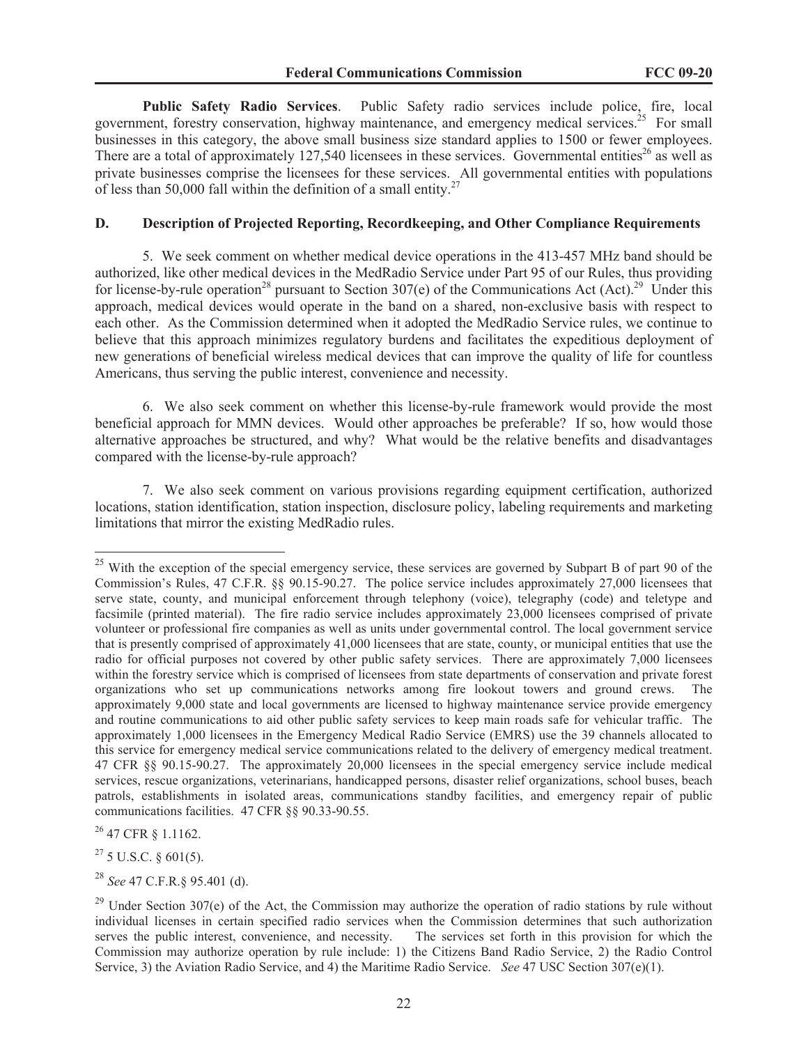**Public Safety Radio Services**. Public Safety radio services include police, fire, local government, forestry conservation, highway maintenance, and emergency medical services.[25] For small businesses in this category, the above small business size standard applies to 1500 or fewer employees. There are a total of approximately 127,540 licensees in these services. Governmental entities[26] as well as private businesses comprise the licensees for these services. All governmental entities with populations of less than 50,000 fall within the definition of a small entity.[27]

### D. Description of Projected Reporting, Recordkeeping, and Other Compliance Requirements

5. We seek comment on whether medical device operations in the 413-457 MHz band should be authorized, like other medical devices in the MedRadio Service under Part 95 of our Rules, thus providing for license-by-rule operation[28] pursuant to Section 307(e) of the Communications Act (Act).[29] Under this approach, medical devices would operate in the band on a shared, non-exclusive basis with respect to each other. As the Commission determined when it adopted the MedRadio Service rules, we continue to believe that this approach minimizes regulatory burdens and facilitates the expeditious deployment of new generations of beneficial wireless medical devices that can improve the quality of life for countless Americans, thus serving the public interest, convenience and necessity.

6. We also seek comment on whether this license-by-rule framework would provide the most beneficial approach for MMN devices. Would other approaches be preferable? If so, how would those alternative approaches be structured, and why? What would be the relative benefits and disadvantages compared with the license-by-rule approach?

7. We also seek comment on various provisions regarding equipment certification, authorized locations, station identification, station inspection, disclosure policy, labeling requirements and marketing limitations that mirror the existing MedRadio rules.

---

[25] With the exception of the special emergency service, these services are governed by Subpart B of part 90 of the Commission's Rules, 47 C.F.R. §§ 90.15-90.27. The police service includes approximately 27,000 licensees that serve state, county, and municipal enforcement through telephony (voice), telegraphy (code) and teletype and facsimile (printed material). The fire radio service includes approximately 23,000 licensees comprised of private volunteer or professional fire companies as well as units under governmental control. The local government service that is presently comprised of approximately 41,000 licensees that are state, county, or municipal entities that use the radio for official purposes not covered by other public safety services. There are approximately 7,000 licensees within the forestry service which is comprised of licensees from state departments of conservation and private forest organizations who set up communications networks among fire lookout towers and ground crews. The approximately 9,000 state and local governments are licensed to highway maintenance service provide emergency and routine communications to aid other public safety services to keep main roads safe for vehicular traffic. The approximately 1,000 licensees in the Emergency Medical Radio Service (EMRS) use the 39 channels allocated to this service for emergency medical service communications related to the delivery of emergency medical treatment. 47 CFR §§ 90.15-90.27. The approximately 20,000 licensees in the special emergency service include medical services, rescue organizations, veterinarians, handicapped persons, disaster relief organizations, school buses, beach patrols, establishments in isolated areas, communications standby facilities, and emergency repair of public communications facilities. 47 CFR §§ 90.33-90.55.

[26] 47 CFR § 1.1162.

[27] 5 U.S.C. § 601(5).

[28] *See* 47 C.F.R.§ 95.401 (d).

[29] Under Section 307(e) of the Act, the Commission may authorize the operation of radio stations by rule without individual licenses in certain specified radio services when the Commission determines that such authorization serves the public interest, convenience, and necessity. The services set forth in this provision for which the Commission may authorize operation by rule include: 1) the Citizens Band Radio Service, 2) the Radio Control Service, 3) the Aviation Radio Service, and 4) the Maritime Radio Service. *See* 47 USC Section 307(e)(1).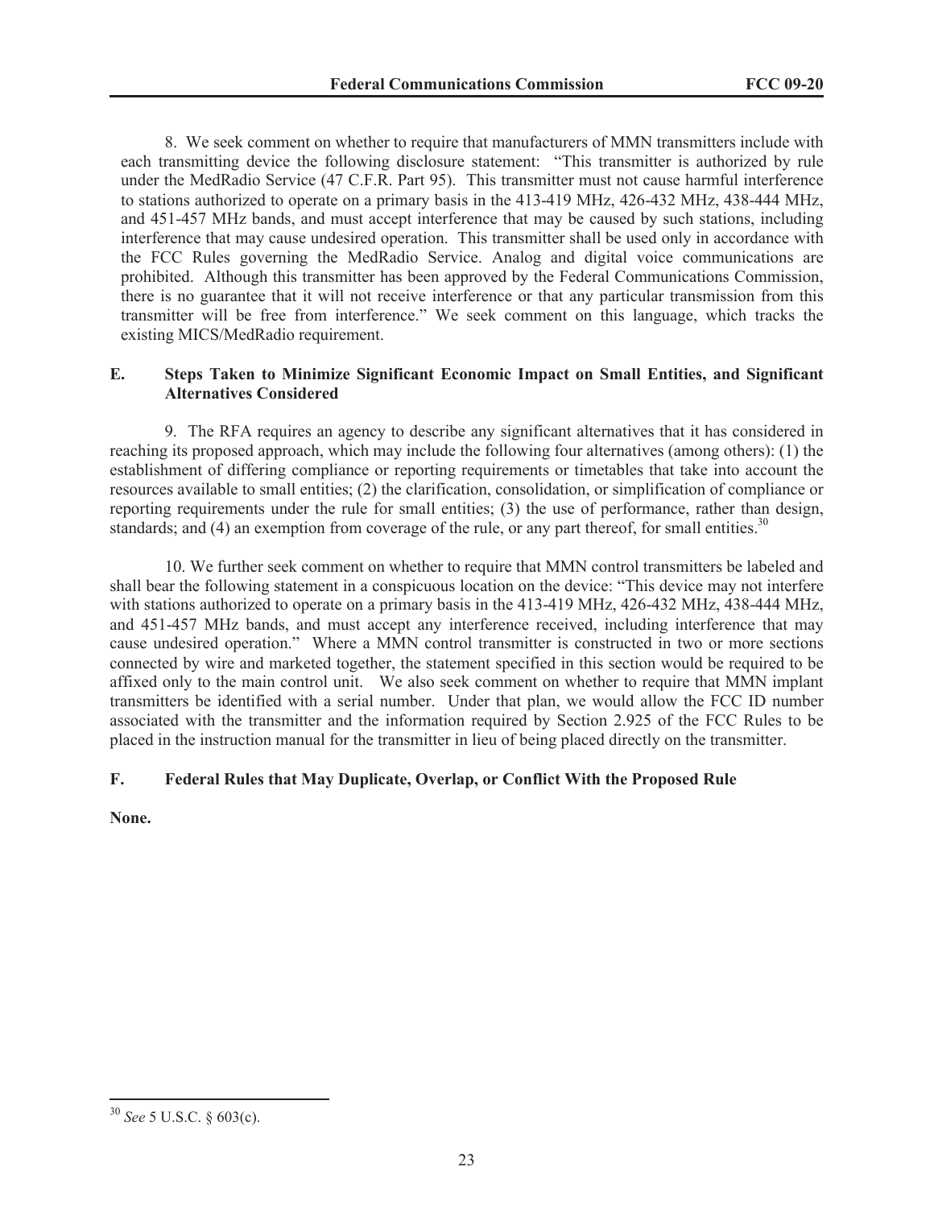8. We seek comment on whether to require that manufacturers of MMN transmitters include with each transmitting device the following disclosure statement: "This transmitter is authorized by rule under the MedRadio Service (47 C.F.R. Part 95). This transmitter must not cause harmful interference to stations authorized to operate on a primary basis in the 413-419 MHz, 426-432 MHz, 438-444 MHz, and 451-457 MHz bands, and must accept interference that may be caused by such stations, including interference that may cause undesired operation. This transmitter shall be used only in accordance with the FCC Rules governing the MedRadio Service. Analog and digital voice communications are prohibited. Although this transmitter has been approved by the Federal Communications Commission, there is no guarantee that it will not receive interference or that any particular transmission from this transmitter will be free from interference." We seek comment on this language, which tracks the existing MICS/MedRadio requirement.

## E. Steps Taken to Minimize Significant Economic Impact on Small Entities, and Significant Alternatives Considered

9. The RFA requires an agency to describe any significant alternatives that it has considered in reaching its proposed approach, which may include the following four alternatives (among others): (1) the establishment of differing compliance or reporting requirements or timetables that take into account the resources available to small entities; (2) the clarification, consolidation, or simplification of compliance or reporting requirements under the rule for small entities; (3) the use of performance, rather than design, standards; and (4) an exemption from coverage of the rule, or any part thereof, for small entities.[30]

10. We further seek comment on whether to require that MMN control transmitters be labeled and shall bear the following statement in a conspicuous location on the device: "This device may not interfere with stations authorized to operate on a primary basis in the 413-419 MHz, 426-432 MHz, 438-444 MHz, and 451-457 MHz bands, and must accept any interference received, including interference that may cause undesired operation." Where a MMN control transmitter is constructed in two or more sections connected by wire and marketed together, the statement specified in this section would be required to be affixed only to the main control unit. We also seek comment on whether to require that MMN implant transmitters be identified with a serial number. Under that plan, we would allow the FCC ID number associated with the transmitter and the information required by Section 2.925 of the FCC Rules to be placed in the instruction manual for the transmitter in lieu of being placed directly on the transmitter.

## F. Federal Rules that May Duplicate, Overlap, or Conflict With the Proposed Rule

**None.**

---

[30] *See* 5 U.S.C. § 603(c).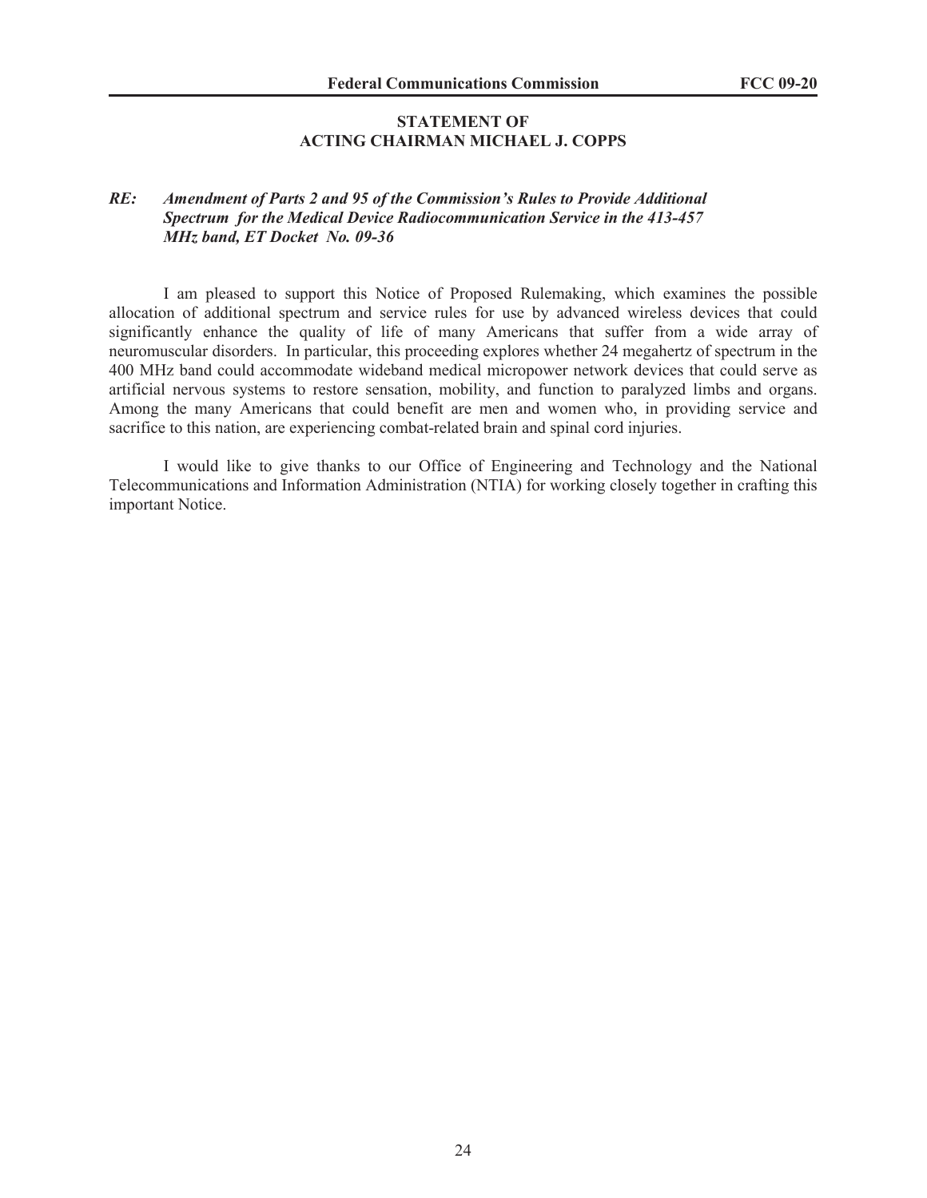**STATEMENT OF**
**ACTING CHAIRMAN MICHAEL J. COPPS**

***RE: Amendment of Parts 2 and 95 of the Commission's Rules to Provide Additional Spectrum for the Medical Device Radiocommunication Service in the 413-457 MHz band, ET Docket No. 09-36***

I am pleased to support this Notice of Proposed Rulemaking, which examines the possible allocation of additional spectrum and service rules for use by advanced wireless devices that could significantly enhance the quality of life of many Americans that suffer from a wide array of neuromuscular disorders. In particular, this proceeding explores whether 24 megahertz of spectrum in the 400 MHz band could accommodate wideband medical micropower network devices that could serve as artificial nervous systems to restore sensation, mobility, and function to paralyzed limbs and organs. Among the many Americans that could benefit are men and women who, in providing service and sacrifice to this nation, are experiencing combat-related brain and spinal cord injuries.

I would like to give thanks to our Office of Engineering and Technology and the National Telecommunications and Information Administration (NTIA) for working closely together in crafting this important Notice.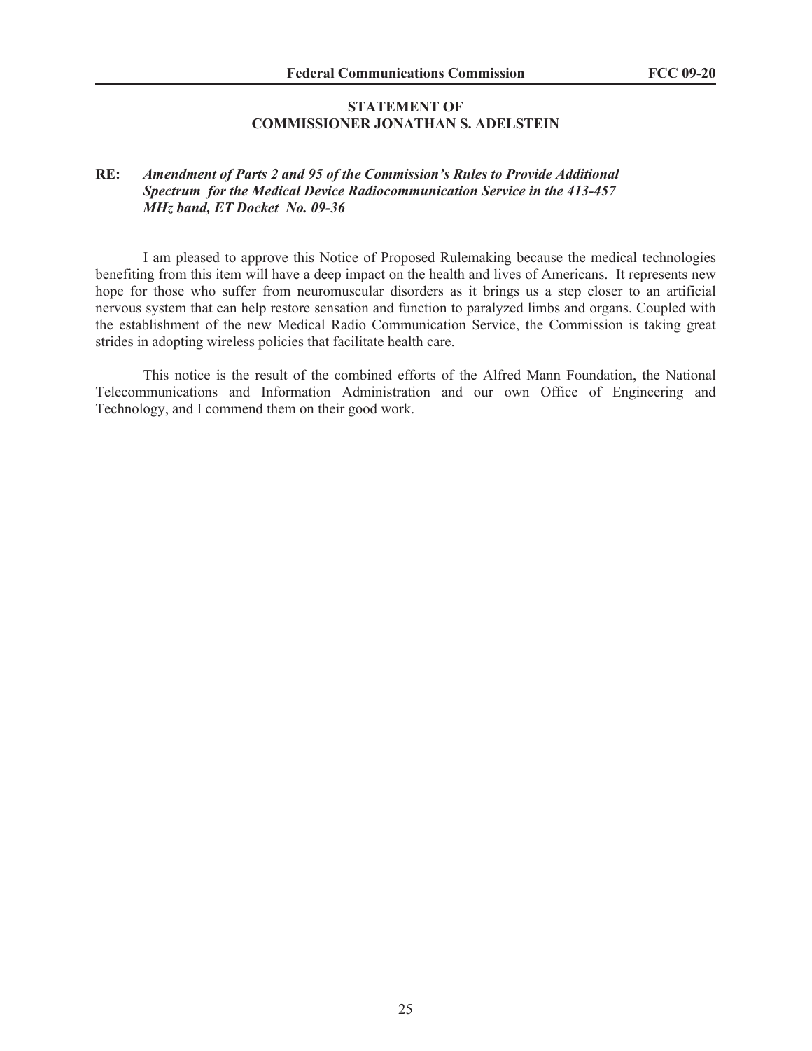**STATEMENT OF**
**COMMISSIONER JONATHAN S. ADELSTEIN**

**RE:** ***Amendment of Parts 2 and 95 of the Commission's Rules to Provide Additional Spectrum for the Medical Device Radiocommunication Service in the 413-457 MHz band, ET Docket No. 09-36***

I am pleased to approve this Notice of Proposed Rulemaking because the medical technologies benefiting from this item will have a deep impact on the health and lives of Americans. It represents new hope for those who suffer from neuromuscular disorders as it brings us a step closer to an artificial nervous system that can help restore sensation and function to paralyzed limbs and organs. Coupled with the establishment of the new Medical Radio Communication Service, the Commission is taking great strides in adopting wireless policies that facilitate health care.

This notice is the result of the combined efforts of the Alfred Mann Foundation, the National Telecommunications and Information Administration and our own Office of Engineering and Technology, and I commend them on their good work.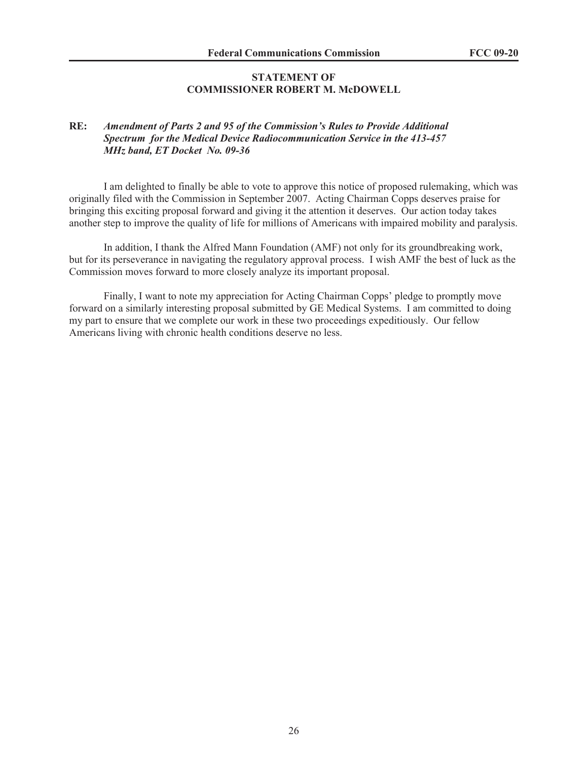## STATEMENT OF
## COMMISSIONER ROBERT M. McDOWELL

**RE:** ***Amendment of Parts 2 and 95 of the Commission's Rules to Provide Additional Spectrum for the Medical Device Radiocommunication Service in the 413-457 MHz band, ET Docket No. 09-36***

I am delighted to finally be able to vote to approve this notice of proposed rulemaking, which was originally filed with the Commission in September 2007. Acting Chairman Copps deserves praise for bringing this exciting proposal forward and giving it the attention it deserves. Our action today takes another step to improve the quality of life for millions of Americans with impaired mobility and paralysis.

In addition, I thank the Alfred Mann Foundation (AMF) not only for its groundbreaking work, but for its perseverance in navigating the regulatory approval process. I wish AMF the best of luck as the Commission moves forward to more closely analyze its important proposal.

Finally, I want to note my appreciation for Acting Chairman Copps' pledge to promptly move forward on a similarly interesting proposal submitted by GE Medical Systems. I am committed to doing my part to ensure that we complete our work in these two proceedings expeditiously. Our fellow Americans living with chronic health conditions deserve no less.